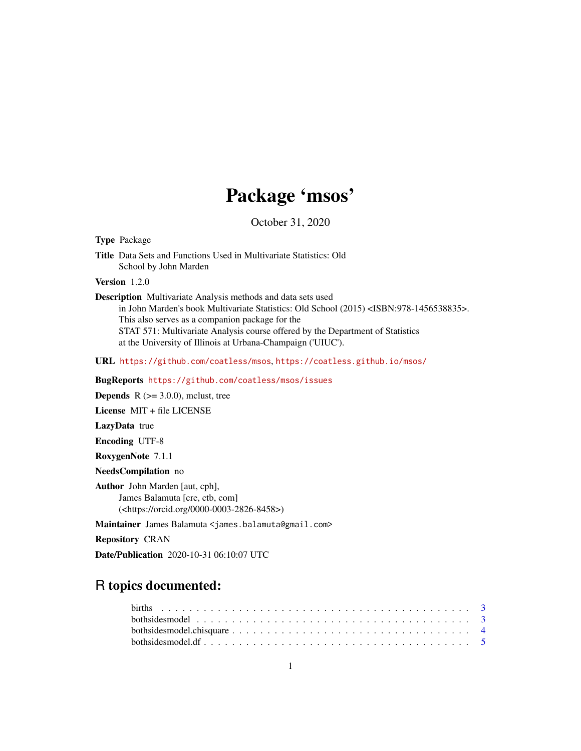# Package 'msos'

October 31, 2020

**Type** Package

**Title** Data Sets and Functions Used in Multivariate Statistics: Old School by John Marden

**Version** 1.2.0

**Description** Multivariate Analysis methods and data sets used in John Marden's book Multivariate Statistics: Old School (2015) <ISBN:978-1456538835>. This also serves as a companion package for the STAT 571: Multivariate Analysis course offered by the Department of Statistics at the University of Illinois at Urbana-Champaign ('UIUC').

**URL** https://github.com/coatless/msos, https://coatless.github.io/msos/

**BugReports** https://github.com/coatless/msos/issues

**Depends** R (>= 3.0.0), mclust, tree

**License** MIT + file LICENSE

**LazyData** true

**Encoding** UTF-8

**RoxygenNote** 7.1.1

**NeedsCompilation** no

**Author** John Marden [aut, cph],
James Balamuta [cre, ctb, com]
(<https://orcid.org/0000-0003-2826-8458>)

**Maintainer** James Balamuta <james.balamuta@gmail.com>

**Repository** CRAN

**Date/Publication** 2020-10-31 06:10:07 UTC

## R topics documented:

births . . . . . . . . . . . . . . . . . . . . . . . . . . . . . . . . . . . . . . . . . . . 3
bothsidesmodel . . . . . . . . . . . . . . . . . . . . . . . . . . . . . . . . . . . . . . . 3
bothsidesmodel.chisquare . . . . . . . . . . . . . . . . . . . . . . . . . . . . . . . . . 4
bothsidesmodel.df . . . . . . . . . . . . . . . . . . . . . . . . . . . . . . . . . . . . . 5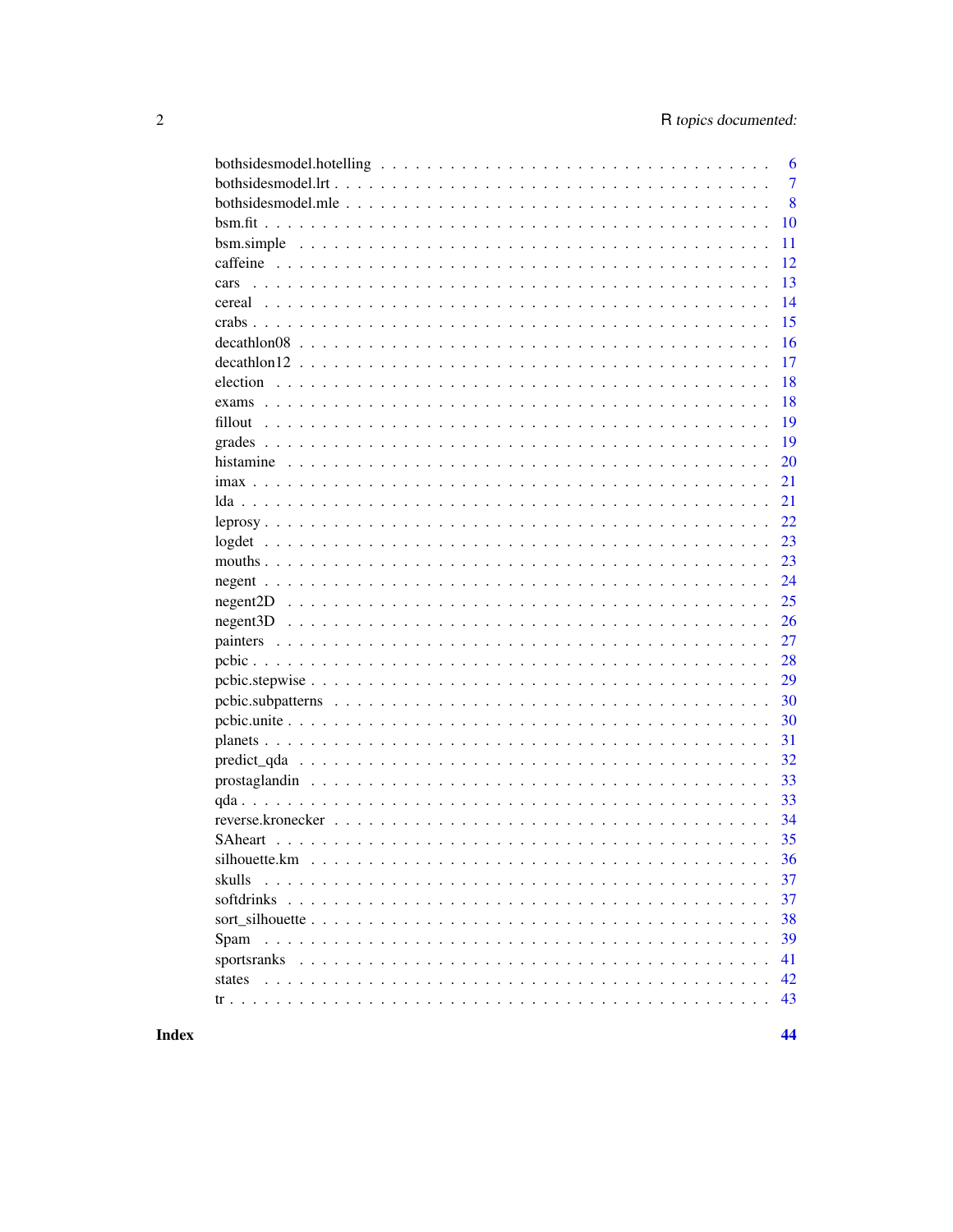| | |
|---|---|
| bothsidesmodel.hotelling | 6 |
| bothsidesmodel.lrt | 7 |
| bothsidesmodel.mle | 8 |
| bsm.fit | 10 |
| bsm.simple | 11 |
| caffeine | 12 |
| cars | 13 |
| cereal | 14 |
| crabs | 15 |
| decathlon08 | 16 |
| decathlon12 | 17 |
| election | 18 |
| exams | 18 |
| fillout | 19 |
| grades | 19 |
| histamine | 20 |
| imax | 21 |
| lda | 21 |
| leprosy | 22 |
| logdet | 23 |
| mouths | 23 |
| negent | 24 |
| negent2D | 25 |
| negent3D | 26 |
| painters | 27 |
| pcbic | 28 |
| pcbic.stepwise | 29 |
| pcbic.subpatterns | 30 |
| pcbic.unite | 30 |
| planets | 31 |
| predict_qda | 32 |
| prostaglandin | 33 |
| qda | 33 |
| reverse.kronecker | 34 |
| SAheart | 35 |
| silhouette.km | 36 |
| skulls | 37 |
| softdrinks | 37 |
| sort_silhouette | 38 |
| Spam | 39 |
| sportsranks | 41 |
| states | 42 |
| tr | 43 |

**Index** **44**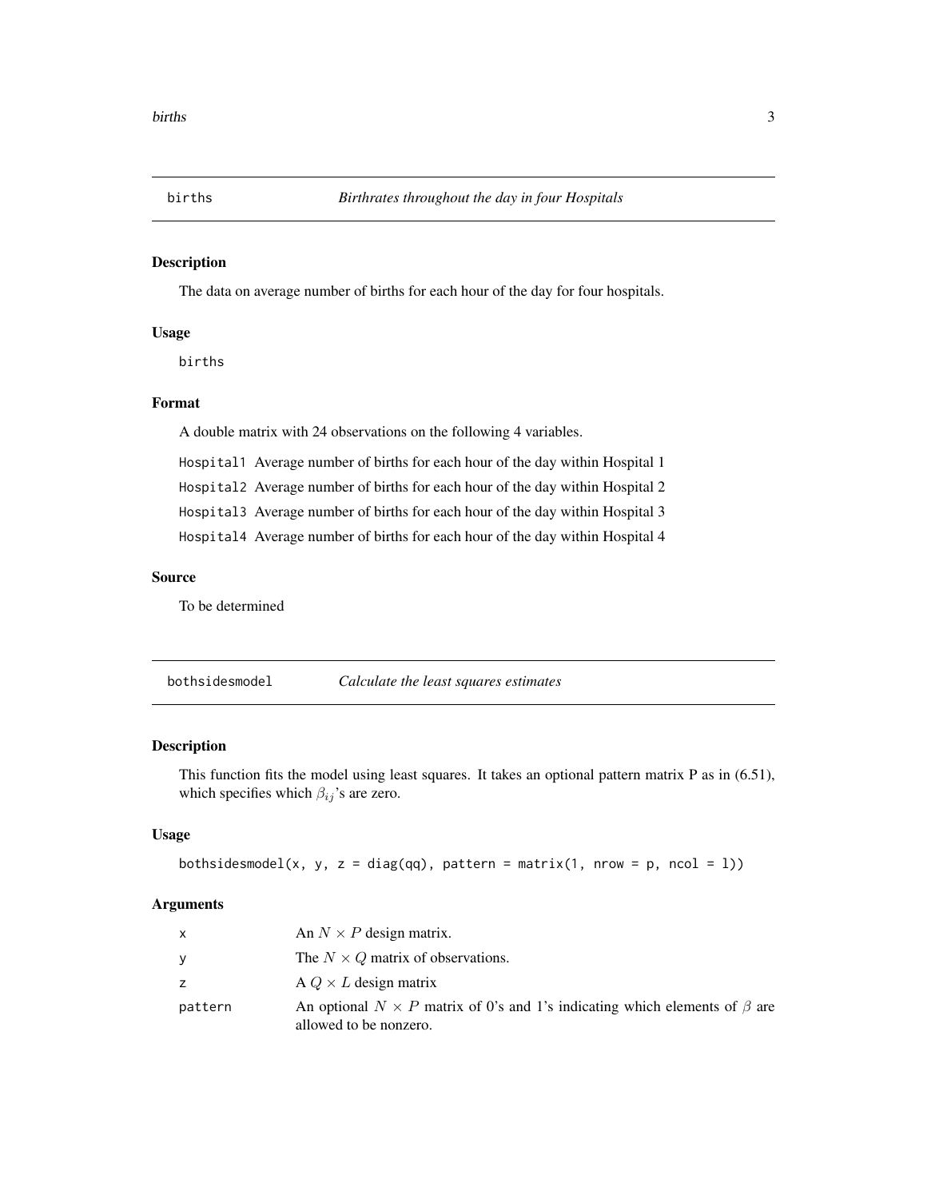## births *Birthrates throughout the day in four Hospitals*

### Description

The data on average number of births for each hour of the day for four hospitals.

### Usage

```
births
```

### Format

A double matrix with 24 observations on the following 4 variables.

`Hospital1` Average number of births for each hour of the day within Hospital 1

`Hospital2` Average number of births for each hour of the day within Hospital 2

`Hospital3` Average number of births for each hour of the day within Hospital 3

`Hospital4` Average number of births for each hour of the day within Hospital 4

### Source

To be determined

## bothsidesmodel *Calculate the least squares estimates*

### Description

This function fits the model using least squares. It takes an optional pattern matrix P as in (6.51), which specifies which $\beta_{ij}$'s are zero.

### Usage

```
bothsidesmodel(x, y, z = diag(qq), pattern = matrix(1, nrow = p, ncol = l))
```

### Arguments

| | |
|---|---|
| `x` | An $N \times P$ design matrix. |
| `y` | The $N \times Q$ matrix of observations. |
| `z` | A $Q \times L$ design matrix |
| `pattern` | An optional $N \times P$ matrix of 0's and 1's indicating which elements of $\beta$ are allowed to be nonzero. |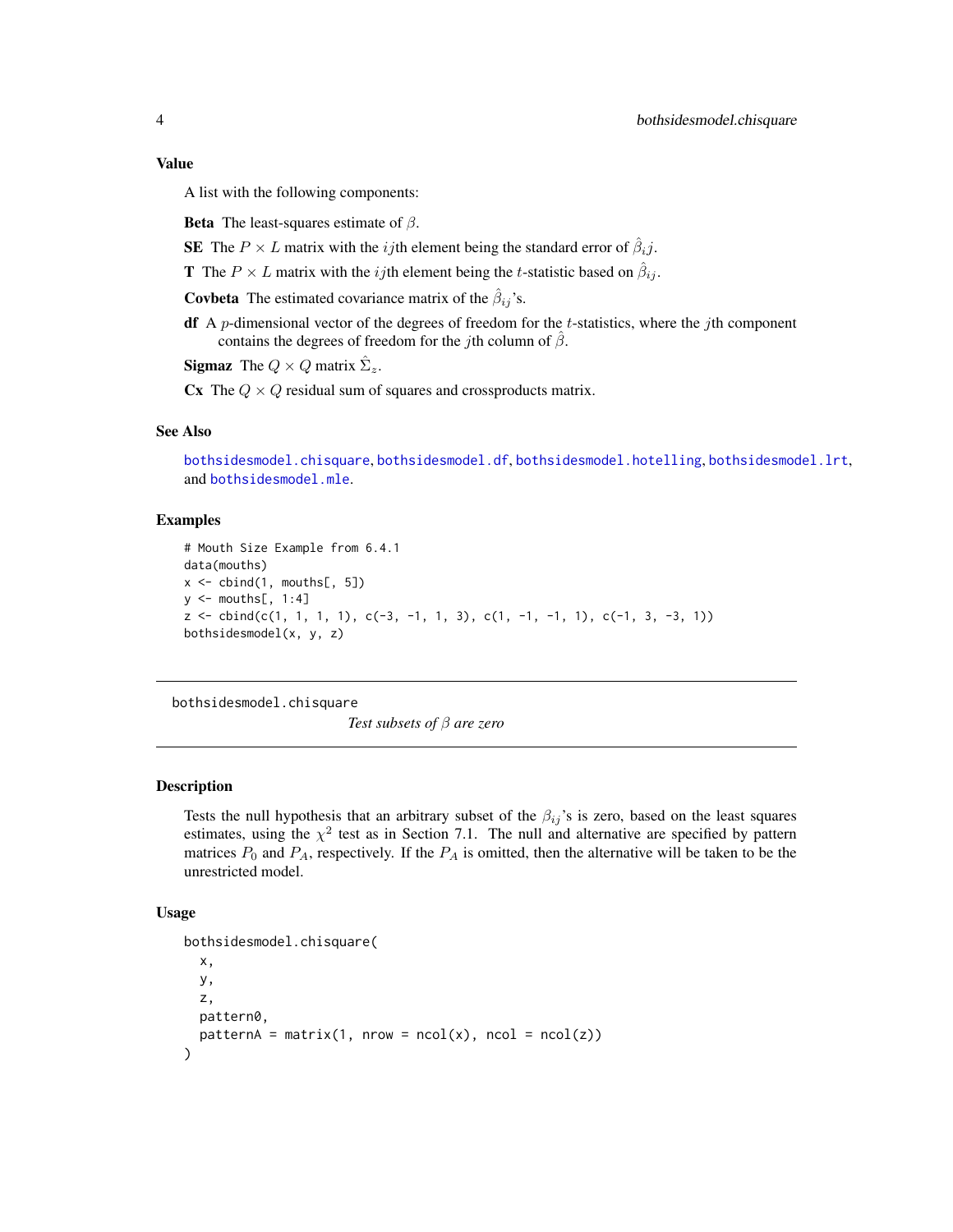## Value

A list with the following components:

**Beta** The least-squares estimate of $\beta$.

**SE** The $P \times L$ matrix with the $ij$th element being the standard error of $\hat{\beta}_i j$.

**T** The $P \times L$ matrix with the $ij$th element being the $t$-statistic based on $\hat{\beta}_{ij}$.

**Covbeta** The estimated covariance matrix of the $\hat{\beta}_{ij}$'s.

**df** A $p$-dimensional vector of the degrees of freedom for the $t$-statistics, where the $j$th component contains the degrees of freedom for the $j$th column of $\hat{\beta}$.

**Sigmaz** The $Q \times Q$ matrix $\hat{\Sigma}_z$.

**Cx** The $Q \times Q$ residual sum of squares and crossproducts matrix.

## See Also

bothsidesmodel.chisquare, bothsidesmodel.df, bothsidesmodel.hotelling, bothsidesmodel.lrt, and bothsidesmodel.mle.

## Examples

```
# Mouth Size Example from 6.4.1
data(mouths)
x <- cbind(1, mouths[, 5])
y <- mouths[, 1:4]
z <- cbind(c(1, 1, 1, 1), c(-3, -1, 1, 3), c(1, -1, -1, 1), c(-1, 3, -3, 1))
bothsidesmodel(x, y, z)
```

---

# bothsidesmodel.chisquare

*Test subsets of $\beta$ are zero*

## Description

Tests the null hypothesis that an arbitrary subset of the $\beta_{ij}$'s is zero, based on the least squares estimates, using the $\chi^2$ test as in Section 7.1. The null and alternative are specified by pattern matrices $P_0$ and $P_A$, respectively. If the $P_A$ is omitted, then the alternative will be taken to be the unrestricted model.

## Usage

```
bothsidesmodel.chisquare(
  x,
  y,
  z,
  pattern0,
  patternA = matrix(1, nrow = ncol(x), ncol = ncol(z))
)
```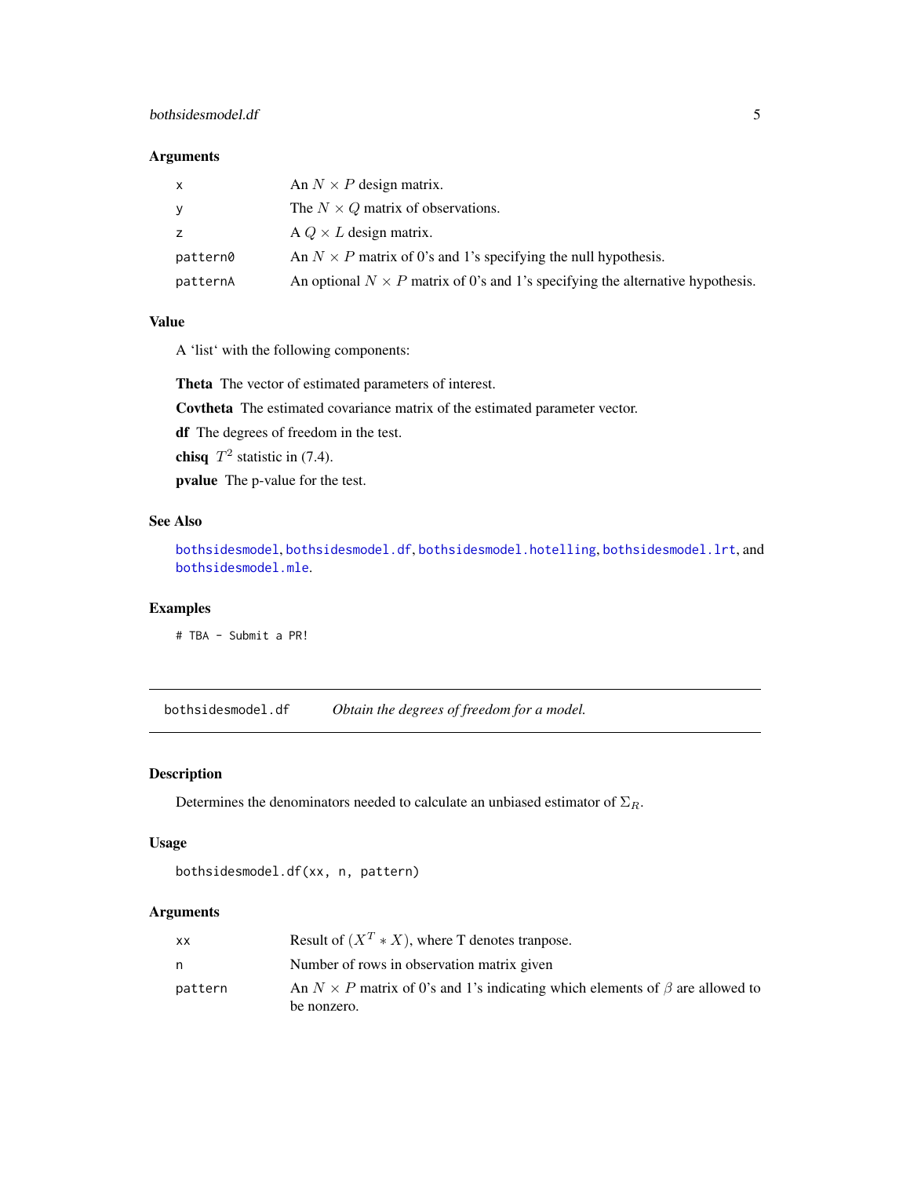### Arguments

| | |
|---|---|
| x | An $N \times P$ design matrix. |
| y | The $N \times Q$ matrix of observations. |
| z | A $Q \times L$ design matrix. |
| pattern0 | An $N \times P$ matrix of 0's and 1's specifying the null hypothesis. |
| patternA | An optional $N \times P$ matrix of 0's and 1's specifying the alternative hypothesis. |

### Value

A 'list' with the following components:

**Theta** The vector of estimated parameters of interest.

**Covtheta** The estimated covariance matrix of the estimated parameter vector.

**df** The degrees of freedom in the test.

**chisq** $T^2$ statistic in (7.4).

**pvalue** The p-value for the test.

### See Also

bothsidesmodel, bothsidesmodel.df, bothsidesmodel.hotelling, bothsidesmodel.lrt, and bothsidesmodel.mle.

### Examples

```
# TBA - Submit a PR!
```

---

## bothsidesmodel.df *Obtain the degrees of freedom for a model.*

---

### Description

Determines the denominators needed to calculate an unbiased estimator of $\Sigma_R$.

### Usage

```
bothsidesmodel.df(xx, n, pattern)
```

### Arguments

| | |
|---|---|
| xx | Result of $(X^T * X)$, where T denotes tranpose. |
| n | Number of rows in observation matrix given |
| pattern | An $N \times P$ matrix of 0's and 1's indicating which elements of $\beta$ are allowed to be nonzero. |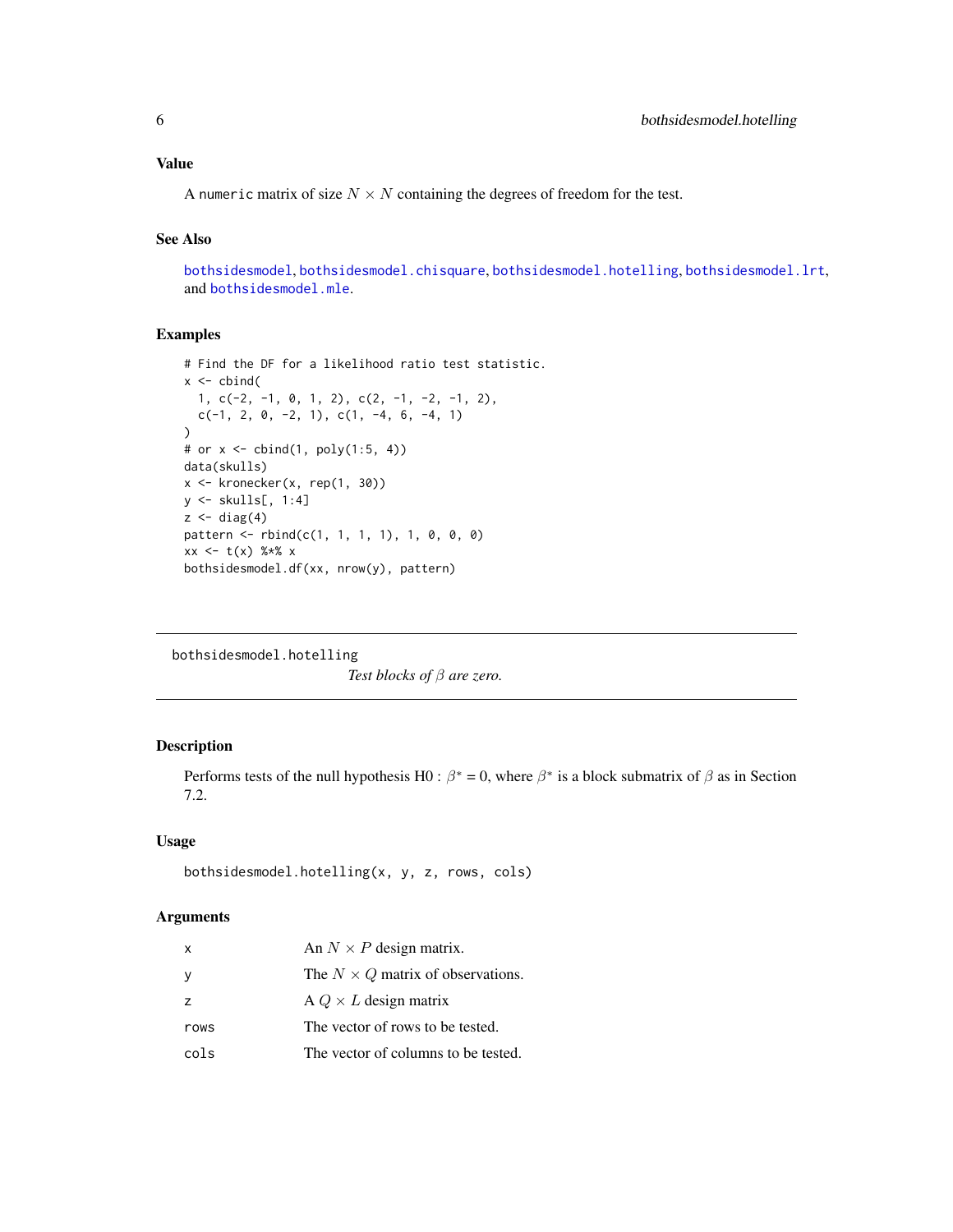### Value

A numeric matrix of size $N \times N$ containing the degrees of freedom for the test.

### See Also

bothsidesmodel, bothsidesmodel.chisquare, bothsidesmodel.hotelling, bothsidesmodel.lrt, and bothsidesmodel.mle.

### Examples

```
# Find the DF for a likelihood ratio test statistic.
x <- cbind(
  1, c(-2, -1, 0, 1, 2), c(2, -1, -2, -1, 2),
  c(-1, 2, 0, -2, 1), c(1, -4, 6, -4, 1)
)
# or x <- cbind(1, poly(1:5, 4))
data(skulls)
x <- kronecker(x, rep(1, 30))
y <- skulls[, 1:4]
z <- diag(4)
pattern <- rbind(c(1, 1, 1, 1), 1, 0, 0, 0)
xx <- t(x) %*% x
bothsidesmodel.df(xx, nrow(y), pattern)
```

---

## bothsidesmodel.hotelling

*Test blocks of $\beta$ are zero.*

---

### Description

Performs tests of the null hypothesis H0 : $\beta^* = 0$, where $\beta^*$ is a block submatrix of $\beta$ as in Section 7.2.

### Usage

```
bothsidesmodel.hotelling(x, y, z, rows, cols)
```

### Arguments

| | |
|---|---|
| x | An $N \times P$ design matrix. |
| y | The $N \times Q$ matrix of observations. |
| z | A $Q \times L$ design matrix |
| rows | The vector of rows to be tested. |
| cols | The vector of columns to be tested. |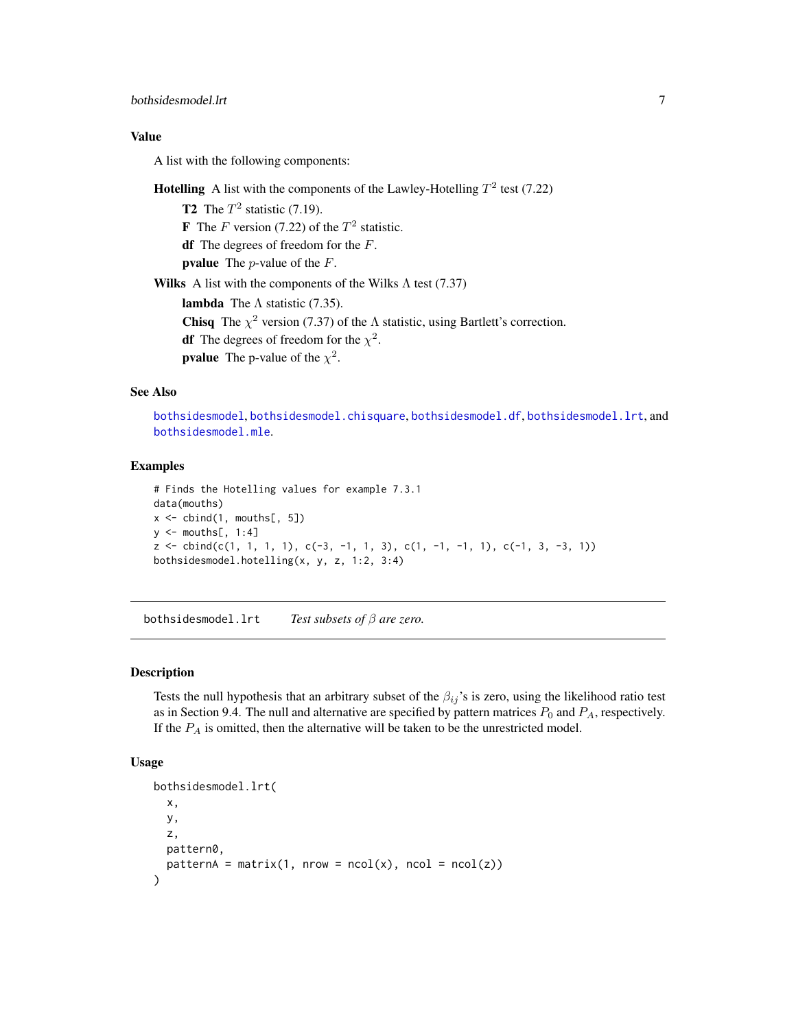### Value

A list with the following components:

**Hotelling** A list with the components of the Lawley-Hotelling $T^2$ test (7.22)

- **T2** The $T^2$ statistic (7.19).
- **F** The $F$ version (7.22) of the $T^2$ statistic.
- **df** The degrees of freedom for the $F$.
- **pvalue** The $p$-value of the $F$.

**Wilks** A list with the components of the Wilks $\Lambda$ test (7.37)

- **lambda** The $\Lambda$ statistic (7.35).
- **Chisq** The $\chi^2$ version (7.37) of the $\Lambda$ statistic, using Bartlett's correction.
- **df** The degrees of freedom for the $\chi^2$.
- **pvalue** The p-value of the $\chi^2$.

### See Also

bothsidesmodel, bothsidesmodel.chisquare, bothsidesmodel.df, bothsidesmodel.lrt, and bothsidesmodel.mle.

### Examples

```
# Finds the Hotelling values for example 7.3.1
data(mouths)
x <- cbind(1, mouths[, 5])
y <- mouths[, 1:4]
z <- cbind(c(1, 1, 1, 1), c(-3, -1, 1, 3), c(1, -1, -1, 1), c(-1, 3, -3, 1))
bothsidesmodel.hotelling(x, y, z, 1:2, 3:4)
```

---

## bothsidesmodel.lrt *Test subsets of $\beta$ are zero.*

---

### Description

Tests the null hypothesis that an arbitrary subset of the $\beta_{ij}$'s is zero, using the likelihood ratio test as in Section 9.4. The null and alternative are specified by pattern matrices $P_0$ and $P_A$, respectively. If the $P_A$ is omitted, then the alternative will be taken to be the unrestricted model.

### Usage

```
bothsidesmodel.lrt(
  x,
  y,
  z,
  pattern0,
  patternA = matrix(1, nrow = ncol(x), ncol = ncol(z))
)
```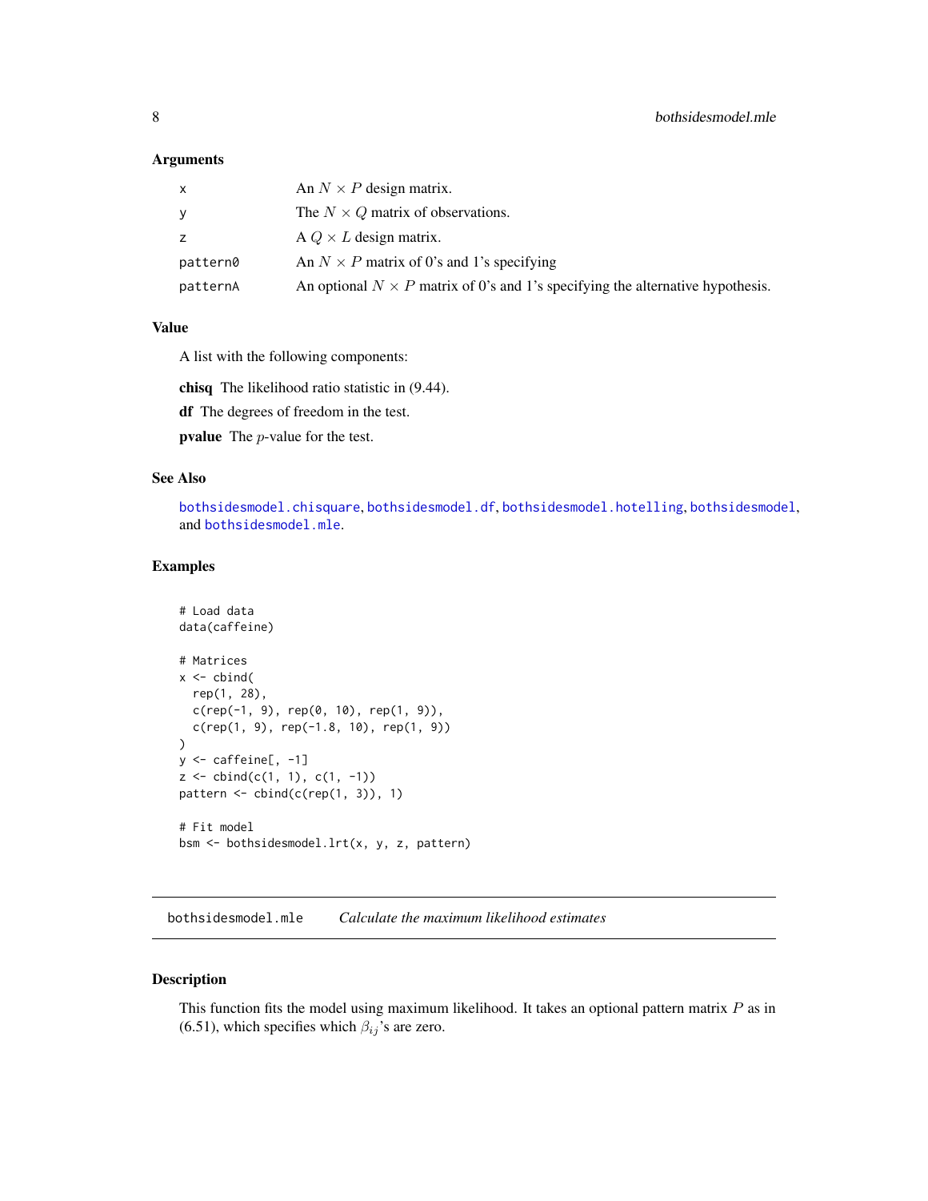### Arguments

| | |
|---|---|
| x | An $N \times P$ design matrix. |
| y | The $N \times Q$ matrix of observations. |
| z | A $Q \times L$ design matrix. |
| pattern0 | An $N \times P$ matrix of 0's and 1's specifying |
| patternA | An optional $N \times P$ matrix of 0's and 1's specifying the alternative hypothesis. |

### Value

A list with the following components:

**chisq** The likelihood ratio statistic in (9.44).

**df** The degrees of freedom in the test.

**pvalue** The $p$-value for the test.

### See Also

bothsidesmodel.chisquare, bothsidesmodel.df, bothsidesmodel.hotelling, bothsidesmodel, and bothsidesmodel.mle.

### Examples

```
# Load data
data(caffeine)

# Matrices
x <- cbind(
  rep(1, 28),
  c(rep(-1, 9), rep(0, 10), rep(1, 9)),
  c(rep(1, 9), rep(-1.8, 10), rep(1, 9))
)
y <- caffeine[, -1]
z <- cbind(c(1, 1), c(1, -1))
pattern <- cbind(c(rep(1, 3)), 1)

# Fit model
bsm <- bothsidesmodel.lrt(x, y, z, pattern)
```

---

## bothsidesmodel.mle    *Calculate the maximum likelihood estimates*

### Description

This function fits the model using maximum likelihood. It takes an optional pattern matrix $P$ as in (6.51), which specifies which $\beta_{ij}$'s are zero.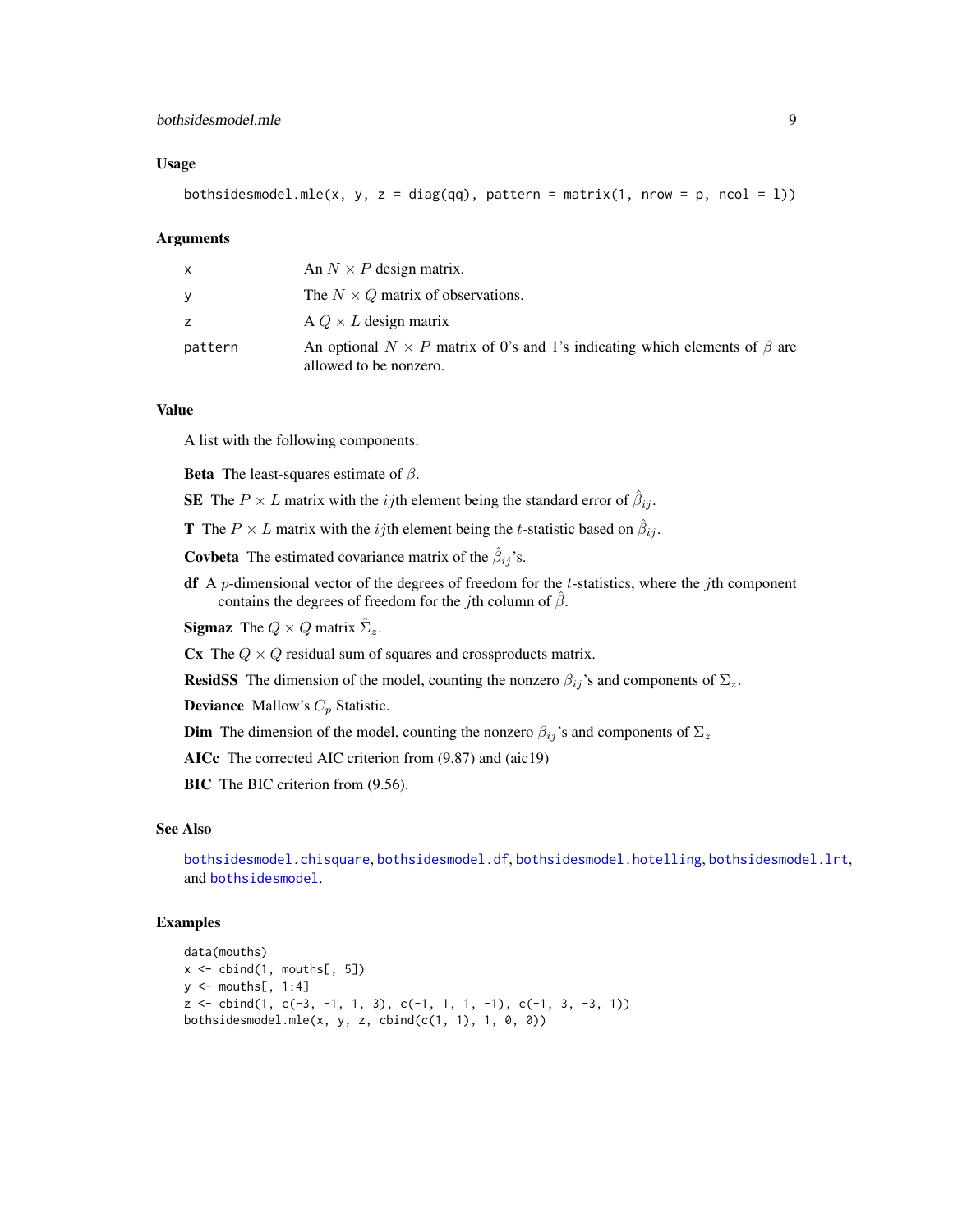### Usage

```
bothsidesmodel.mle(x, y, z = diag(qq), pattern = matrix(1, nrow = p, ncol = l))
```

### Arguments

| | |
|---|---|
| x | An $N \times P$ design matrix. |
| y | The $N \times Q$ matrix of observations. |
| z | A $Q \times L$ design matrix |
| pattern | An optional $N \times P$ matrix of 0's and 1's indicating which elements of $\beta$ are allowed to be nonzero. |

### Value

A list with the following components:

**Beta** The least-squares estimate of $\beta$.

**SE** The $P \times L$ matrix with the $ij$th element being the standard error of $\hat{\beta}_{ij}$.

**T** The $P \times L$ matrix with the $ij$th element being the $t$-statistic based on $\hat{\beta}_{ij}$.

**Covbeta** The estimated covariance matrix of the $\hat{\beta}_{ij}$'s.

**df** A $p$-dimensional vector of the degrees of freedom for the $t$-statistics, where the $j$th component contains the degrees of freedom for the $j$th column of $\hat{\beta}$.

**Sigmaz** The $Q \times Q$ matrix $\hat{\Sigma}_z$.

**Cx** The $Q \times Q$ residual sum of squares and crossproducts matrix.

**ResidSS** The dimension of the model, counting the nonzero $\beta_{ij}$'s and components of $\Sigma_z$.

**Deviance** Mallow's $C_p$ Statistic.

**Dim** The dimension of the model, counting the nonzero $\beta_{ij}$'s and components of $\Sigma_z$

**AICc** The corrected AIC criterion from (9.87) and (aic19)

**BIC** The BIC criterion from (9.56).

### See Also

bothsidesmodel.chisquare, bothsidesmodel.df, bothsidesmodel.hotelling, bothsidesmodel.lrt, and bothsidesmodel.

### Examples

```
data(mouths)
x <- cbind(1, mouths[, 5])
y <- mouths[, 1:4]
z <- cbind(1, c(-3, -1, 1, 3), c(-1, 1, 1, -1), c(-1, 3, -3, 1))
bothsidesmodel.mle(x, y, z, cbind(c(1, 1), 1, 0, 0))
```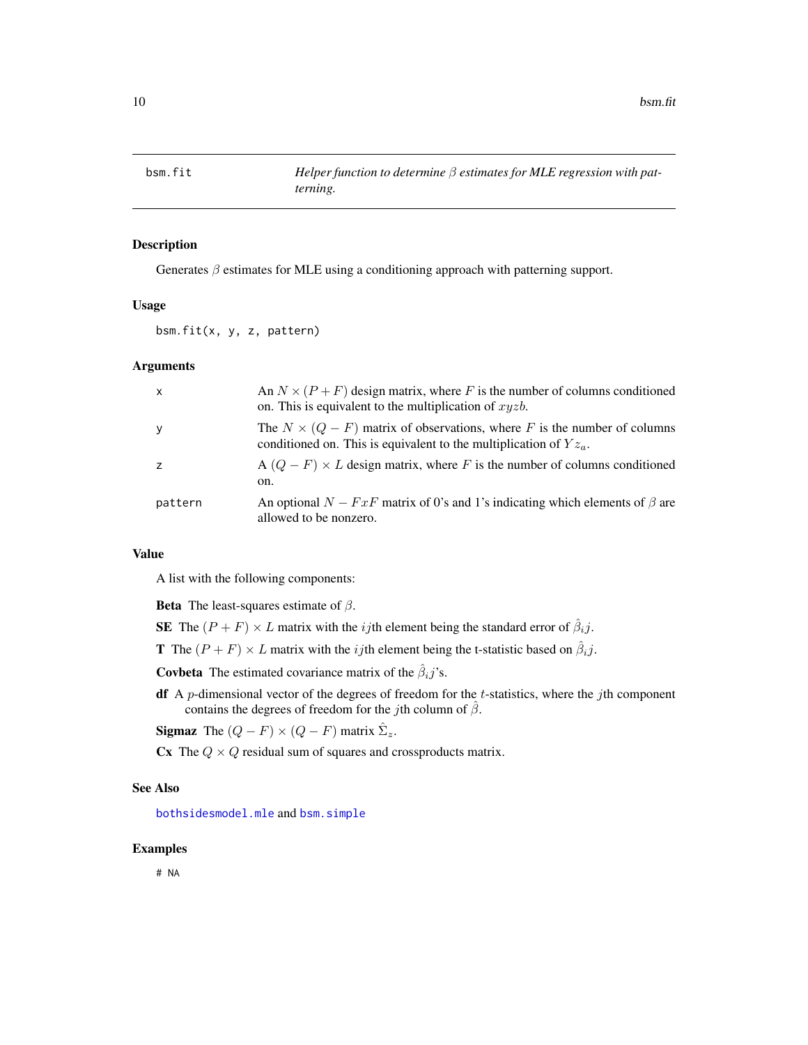bsm.fit — *Helper function to determine $\beta$ estimates for MLE regression with patterning.*

## Description

Generates $\beta$ estimates for MLE using a conditioning approach with patterning support.

## Usage

```
bsm.fit(x, y, z, pattern)
```

## Arguments

| | |
|---|---|
| x | An $N \times (P + F)$ design matrix, where $F$ is the number of columns conditioned on. This is equivalent to the multiplication of $xyzb$. |
| y | The $N \times (Q - F)$ matrix of observations, where $F$ is the number of columns conditioned on. This is equivalent to the multiplication of $Yz_a$. |
| z | A $(Q - F) \times L$ design matrix, where $F$ is the number of columns conditioned on. |
| pattern | An optional $N - FxF$ matrix of 0's and 1's indicating which elements of $\beta$ are allowed to be nonzero. |

## Value

A list with the following components:

**Beta** The least-squares estimate of $\beta$.

**SE** The $(P + F) \times L$ matrix with the $ij$th element being the standard error of $\hat{\beta}_i j$.

**T** The $(P + F) \times L$ matrix with the $ij$th element being the t-statistic based on $\hat{\beta}_i j$.

**Covbeta** The estimated covariance matrix of the $\hat{\beta}_i j$'s.

**df** A $p$-dimensional vector of the degrees of freedom for the $t$-statistics, where the $j$th component contains the degrees of freedom for the $j$th column of $\hat{\beta}$.

**Sigmaz** The $(Q - F) \times (Q - F)$ matrix $\hat{\Sigma}_z$.

**Cx** The $Q \times Q$ residual sum of squares and crossproducts matrix.

## See Also

bothsidesmodel.mle and bsm.simple

## Examples

```
# NA
```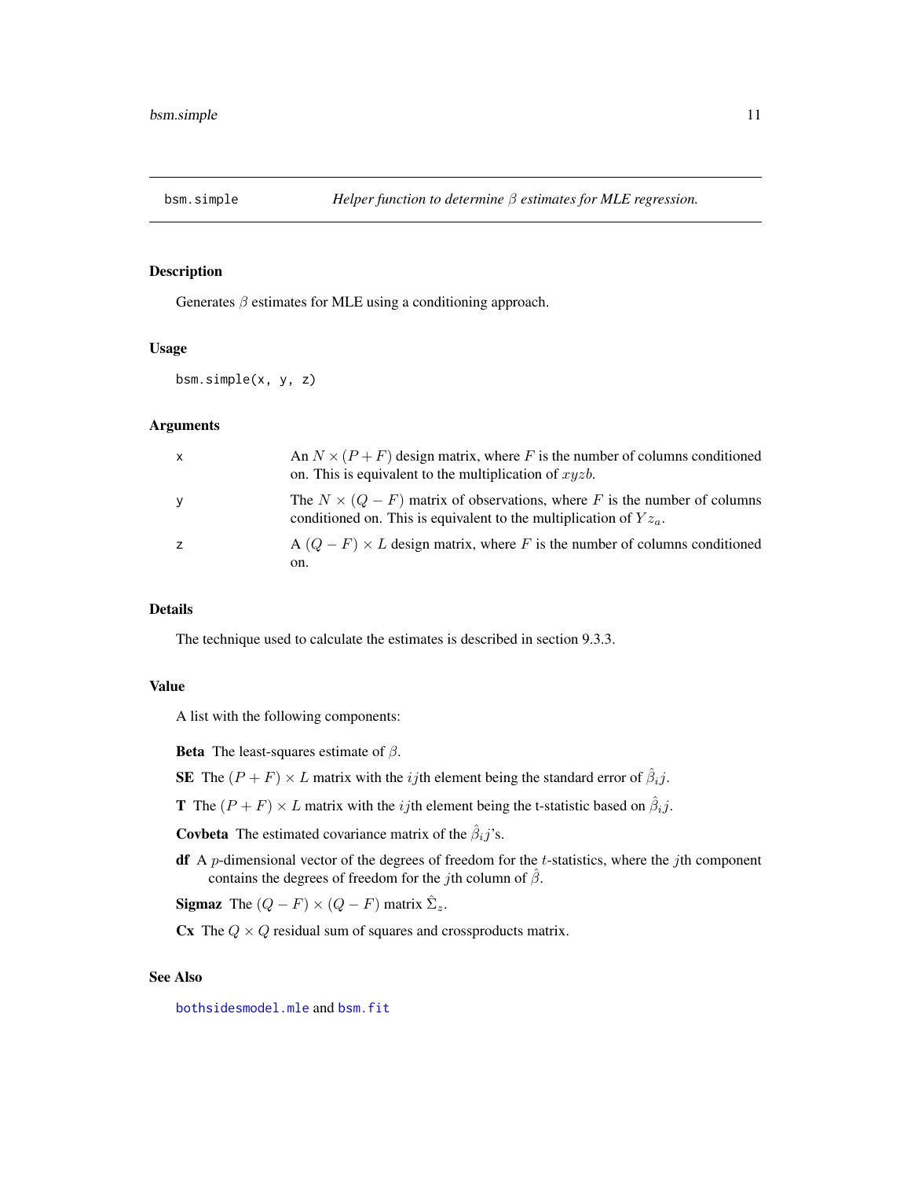## bsm.simple — *Helper function to determine $\beta$ estimates for MLE regression.*

### Description

Generates $\beta$ estimates for MLE using a conditioning approach.

### Usage

```
bsm.simple(x, y, z)
```

### Arguments

| | |
|---|---|
| x | An $N \times (P + F)$ design matrix, where $F$ is the number of columns conditioned on. This is equivalent to the multiplication of $xyzb$. |
| y | The $N \times (Q - F)$ matrix of observations, where $F$ is the number of columns conditioned on. This is equivalent to the multiplication of $Yz_a$. |
| z | A $(Q - F) \times L$ design matrix, where $F$ is the number of columns conditioned on. |

### Details

The technique used to calculate the estimates is described in section 9.3.3.

### Value

A list with the following components:

**Beta** The least-squares estimate of $\beta$.

**SE** The $(P + F) \times L$ matrix with the $ij$th element being the standard error of $\hat{\beta}_i j$.

**T** The $(P + F) \times L$ matrix with the $ij$th element being the t-statistic based on $\hat{\beta}_i j$.

**Covbeta** The estimated covariance matrix of the $\hat{\beta}_i j$'s.

**df** A $p$-dimensional vector of the degrees of freedom for the $t$-statistics, where the $j$th component contains the degrees of freedom for the $j$th column of $\hat{\beta}$.

**Sigmaz** The $(Q - F) \times (Q - F)$ matrix $\hat{\Sigma}_z$.

**Cx** The $Q \times Q$ residual sum of squares and crossproducts matrix.

### See Also

bothsidesmodel.mle and bsm.fit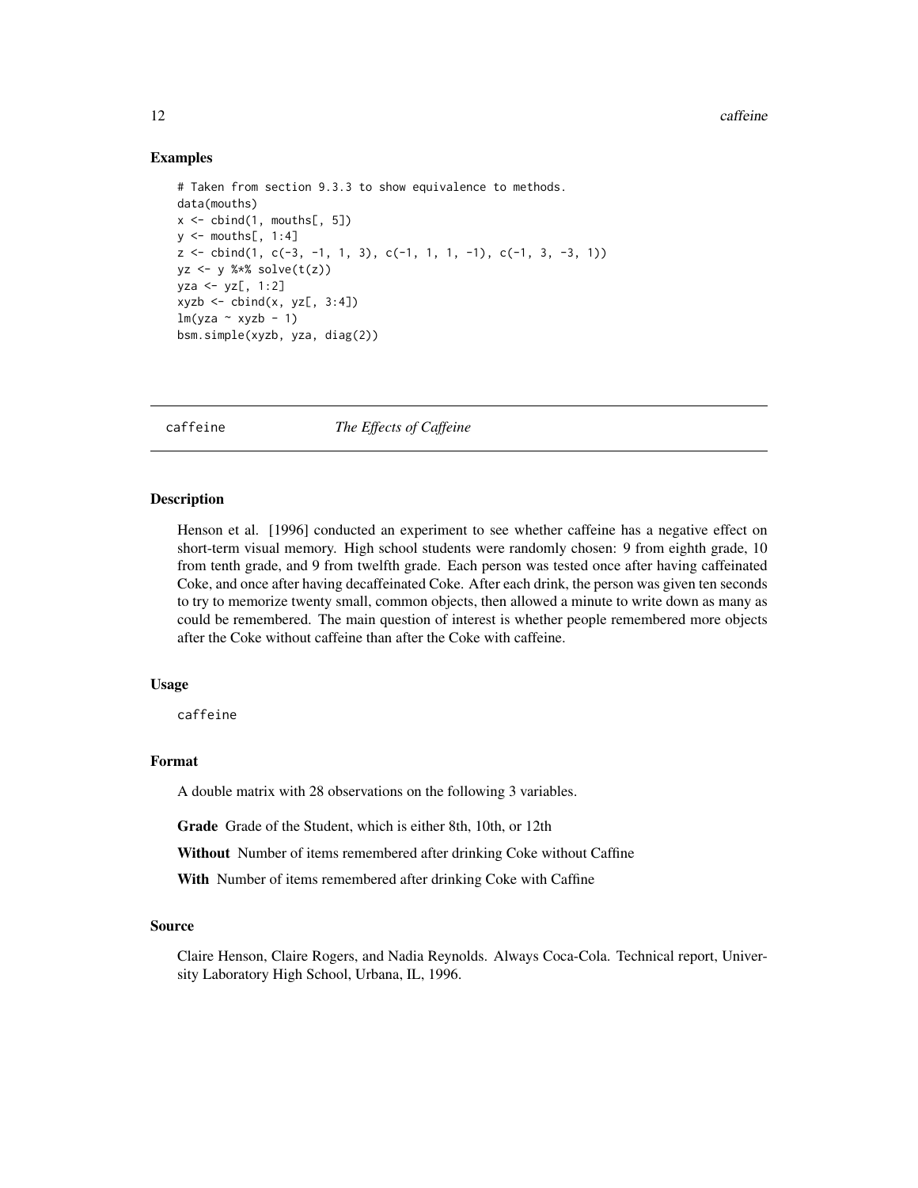## Examples

```
# Taken from section 9.3.3 to show equivalence to methods.
data(mouths)
x <- cbind(1, mouths[, 5])
y <- mouths[, 1:4]
z <- cbind(1, c(-3, -1, 1, 3), c(-1, 1, 1, -1), c(-1, 3, -3, 1))
yz <- y %*% solve(t(z))
yza <- yz[, 1:2]
xyzb <- cbind(x, yz[, 3:4])
lm(yza ~ xyzb - 1)
bsm.simple(xyzb, yza, diag(2))
```

---

# caffeine *The Effects of Caffeine*

---

## Description

Henson et al. [1996] conducted an experiment to see whether caffeine has a negative effect on short-term visual memory. High school students were randomly chosen: 9 from eighth grade, 10 from tenth grade, and 9 from twelfth grade. Each person was tested once after having caffeinated Coke, and once after having decaffeinated Coke. After each drink, the person was given ten seconds to try to memorize twenty small, common objects, then allowed a minute to write down as many as could be remembered. The main question of interest is whether people remembered more objects after the Coke without caffeine than after the Coke with caffeine.

## Usage

```
caffeine
```

## Format

A double matrix with 28 observations on the following 3 variables.

**Grade** Grade of the Student, which is either 8th, 10th, or 12th

**Without** Number of items remembered after drinking Coke without Caffine

**With** Number of items remembered after drinking Coke with Caffine

## Source

Claire Henson, Claire Rogers, and Nadia Reynolds. Always Coca-Cola. Technical report, University Laboratory High School, Urbana, IL, 1996.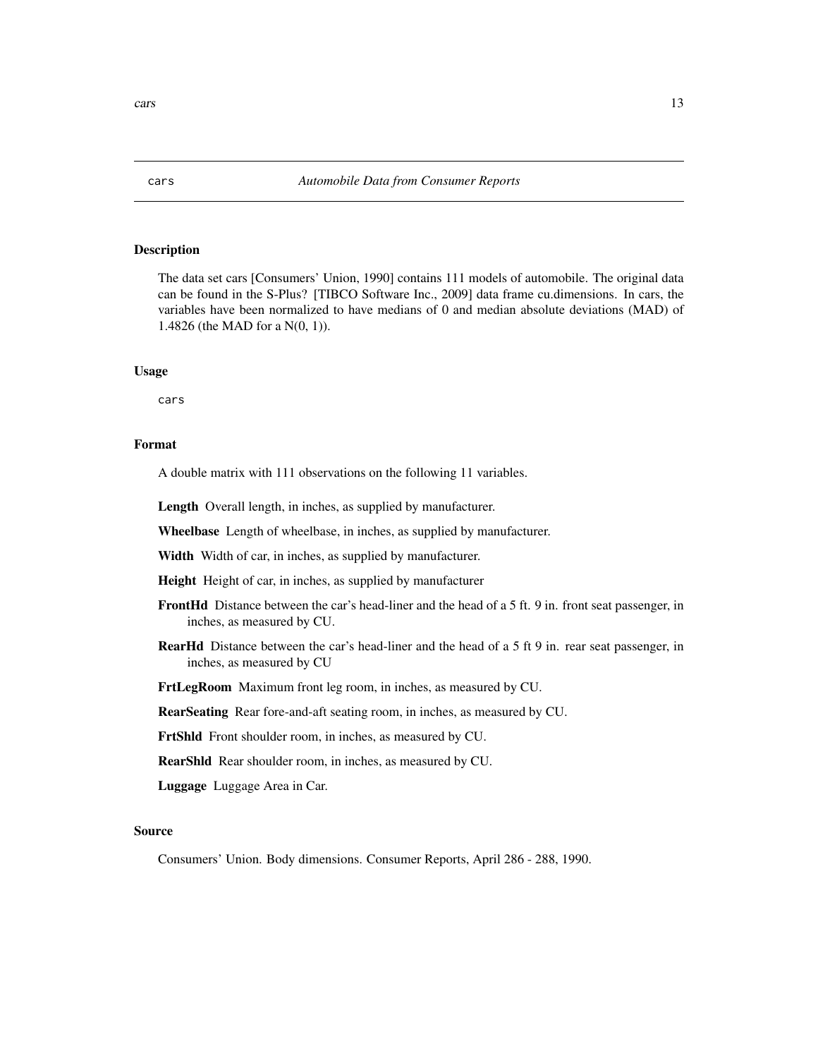cars *Automobile Data from Consumer Reports*

## Description

The data set cars [Consumers' Union, 1990] contains 111 models of automobile. The original data can be found in the S-Plus? [TIBCO Software Inc., 2009] data frame cu.dimensions. In cars, the variables have been normalized to have medians of 0 and median absolute deviations (MAD) of 1.4826 (the MAD for a N(0, 1)).

## Usage

```
cars
```

## Format

A double matrix with 111 observations on the following 11 variables.

**Length** Overall length, in inches, as supplied by manufacturer.

**Wheelbase** Length of wheelbase, in inches, as supplied by manufacturer.

**Width** Width of car, in inches, as supplied by manufacturer.

**Height** Height of car, in inches, as supplied by manufacturer

**FrontHd** Distance between the car's head-liner and the head of a 5 ft. 9 in. front seat passenger, in inches, as measured by CU.

**RearHd** Distance between the car's head-liner and the head of a 5 ft 9 in. rear seat passenger, in inches, as measured by CU

**FrtLegRoom** Maximum front leg room, in inches, as measured by CU.

**RearSeating** Rear fore-and-aft seating room, in inches, as measured by CU.

**FrtShld** Front shoulder room, in inches, as measured by CU.

**RearShld** Rear shoulder room, in inches, as measured by CU.

**Luggage** Luggage Area in Car.

## Source

Consumers' Union. Body dimensions. Consumer Reports, April 286 - 288, 1990.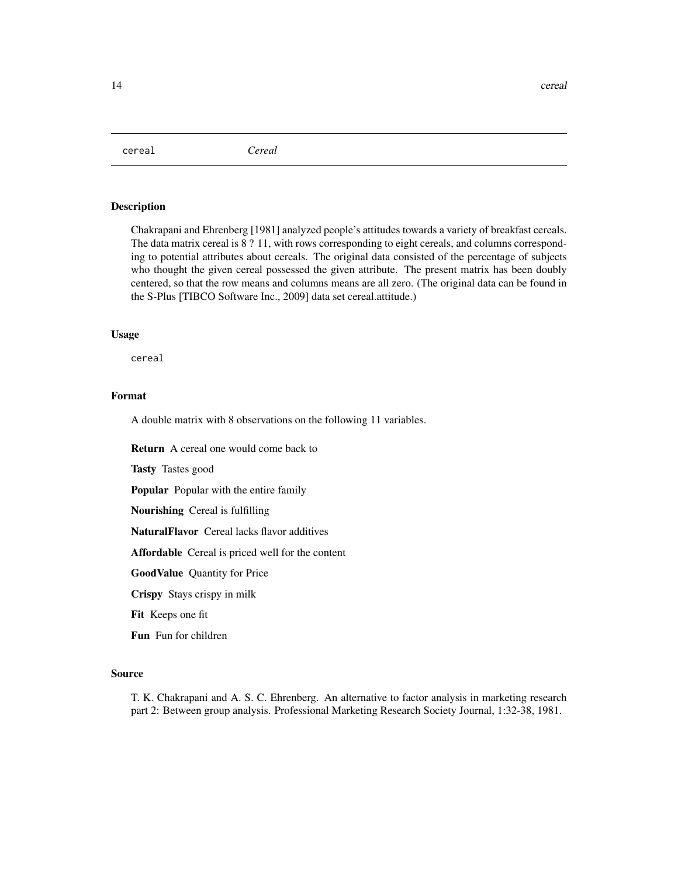cereal *Cereal*

## Description

Chakrapani and Ehrenberg [1981] analyzed people's attitudes towards a variety of breakfast cereals. The data matrix cereal is 8 ? 11, with rows corresponding to eight cereals, and columns corresponding to potential attributes about cereals. The original data consisted of the percentage of subjects who thought the given cereal possessed the given attribute. The present matrix has been doubly centered, so that the row means and columns means are all zero. (The original data can be found in the S-Plus [TIBCO Software Inc., 2009] data set cereal.attitude.)

## Usage

```
cereal
```

## Format

A double matrix with 8 observations on the following 11 variables.

**Return** A cereal one would come back to

**Tasty** Tastes good

**Popular** Popular with the entire family

**Nourishing** Cereal is fulfilling

**NaturalFlavor** Cereal lacks flavor additives

**Affordable** Cereal is priced well for the content

**GoodValue** Quantity for Price

**Crispy** Stays crispy in milk

**Fit** Keeps one fit

**Fun** Fun for children

## Source

T. K. Chakrapani and A. S. C. Ehrenberg. An alternative to factor analysis in marketing research part 2: Between group analysis. Professional Marketing Research Society Journal, 1:32-38, 1981.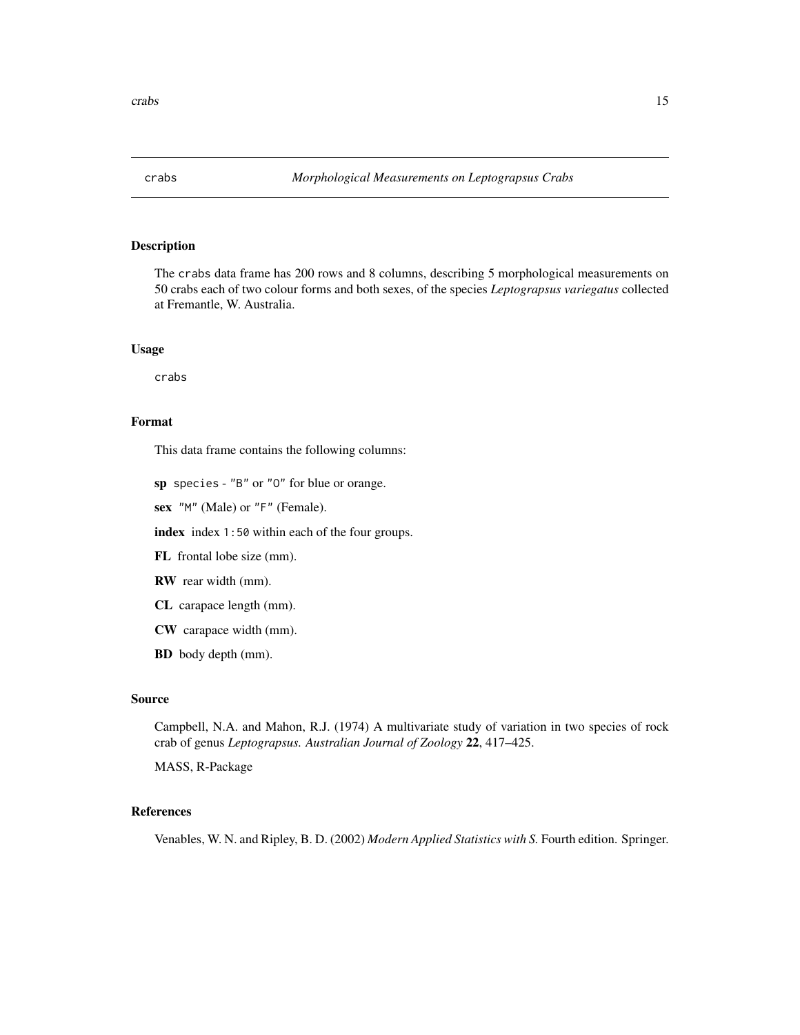# crabs — *Morphological Measurements on Leptograpsus Crabs*

## Description

The `crabs` data frame has 200 rows and 8 columns, describing 5 morphological measurements on 50 crabs each of two colour forms and both sexes, of the species *Leptograpsus variegatus* collected at Fremantle, W. Australia.

## Usage

```
crabs
```

## Format

This data frame contains the following columns:

**sp** `species` - `"B"` or `"O"` for blue or orange.

**sex** `"M"` (Male) or `"F"` (Female).

**index** index `1:50` within each of the four groups.

**FL** frontal lobe size (mm).

**RW** rear width (mm).

**CL** carapace length (mm).

**CW** carapace width (mm).

**BD** body depth (mm).

## Source

Campbell, N.A. and Mahon, R.J. (1974) A multivariate study of variation in two species of rock crab of genus *Leptograpsus. Australian Journal of Zoology* **22**, 417–425.

MASS, R-Package

## References

Venables, W. N. and Ripley, B. D. (2002) *Modern Applied Statistics with S.* Fourth edition. Springer.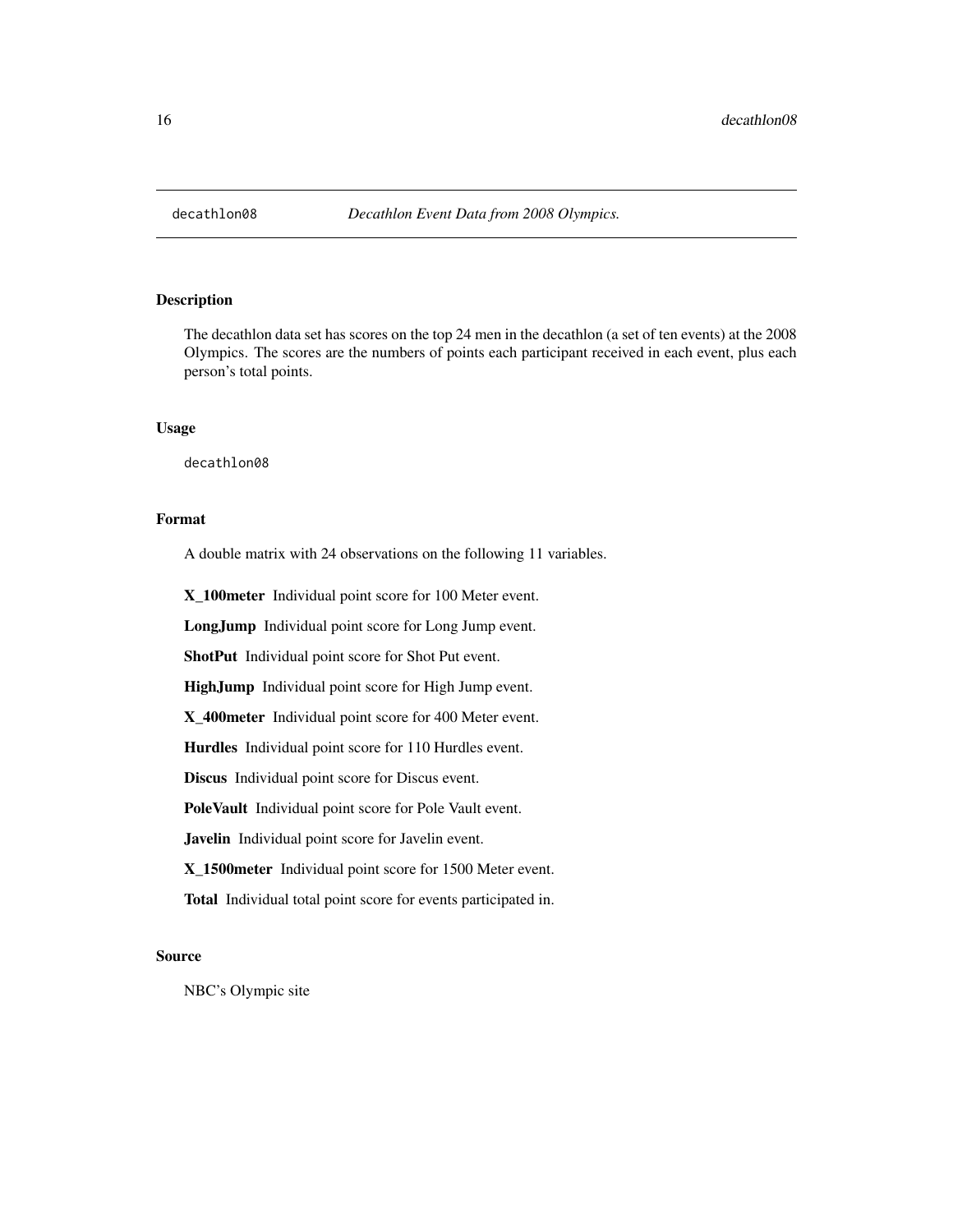decathlon08 *Decathlon Event Data from 2008 Olympics.*

## Description

The decathlon data set has scores on the top 24 men in the decathlon (a set of ten events) at the 2008 Olympics. The scores are the numbers of points each participant received in each event, plus each person's total points.

## Usage

```
decathlon08
```

## Format

A double matrix with 24 observations on the following 11 variables.

**X_100meter** Individual point score for 100 Meter event.

**LongJump** Individual point score for Long Jump event.

**ShotPut** Individual point score for Shot Put event.

**HighJump** Individual point score for High Jump event.

**X_400meter** Individual point score for 400 Meter event.

**Hurdles** Individual point score for 110 Hurdles event.

**Discus** Individual point score for Discus event.

**PoleVault** Individual point score for Pole Vault event.

**Javelin** Individual point score for Javelin event.

**X_1500meter** Individual point score for 1500 Meter event.

**Total** Individual total point score for events participated in.

## Source

NBC's Olympic site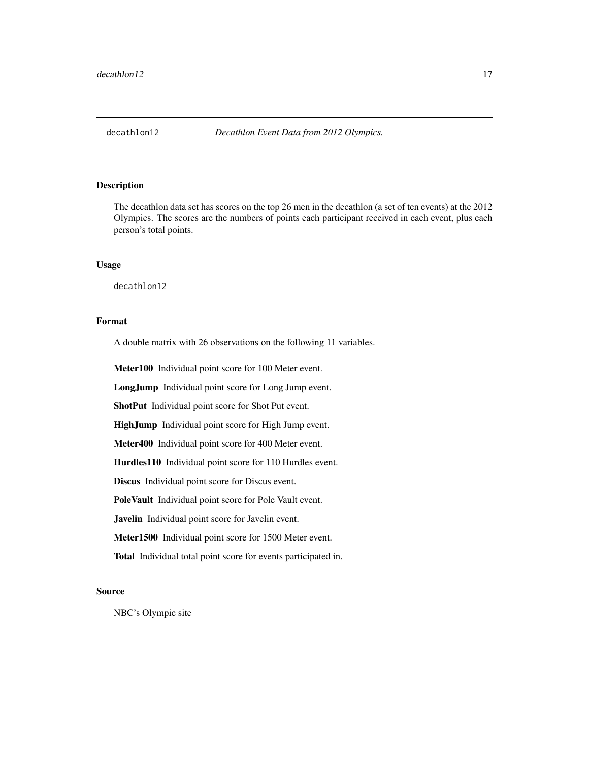## decathlon12 — *Decathlon Event Data from 2012 Olympics.*

### Description

The decathlon data set has scores on the top 26 men in the decathlon (a set of ten events) at the 2012 Olympics. The scores are the numbers of points each participant received in each event, plus each person's total points.

### Usage

```
decathlon12
```

### Format

A double matrix with 26 observations on the following 11 variables.

- **Meter100** Individual point score for 100 Meter event.
- **LongJump** Individual point score for Long Jump event.
- **ShotPut** Individual point score for Shot Put event.
- **HighJump** Individual point score for High Jump event.
- **Meter400** Individual point score for 400 Meter event.
- **Hurdles110** Individual point score for 110 Hurdles event.
- **Discus** Individual point score for Discus event.
- **PoleVault** Individual point score for Pole Vault event.
- **Javelin** Individual point score for Javelin event.
- **Meter1500** Individual point score for 1500 Meter event.
- **Total** Individual total point score for events participated in.

### Source

NBC's Olympic site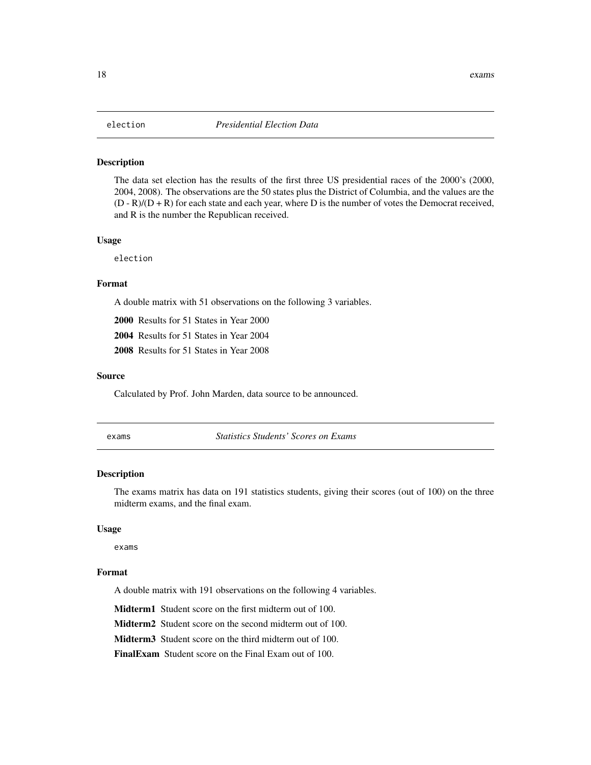## election *Presidential Election Data*

### Description

The data set election has the results of the first three US presidential races of the 2000's (2000, 2004, 2008). The observations are the 50 states plus the District of Columbia, and the values are the (D - R)/(D + R) for each state and each year, where D is the number of votes the Democrat received, and R is the number the Republican received.

### Usage

```
election
```

### Format

A double matrix with 51 observations on the following 3 variables.

**2000** Results for 51 States in Year 2000

**2004** Results for 51 States in Year 2004

**2008** Results for 51 States in Year 2008

### Source

Calculated by Prof. John Marden, data source to be announced.

## exams *Statistics Students' Scores on Exams*

### Description

The exams matrix has data on 191 statistics students, giving their scores (out of 100) on the three midterm exams, and the final exam.

### Usage

```
exams
```

### Format

A double matrix with 191 observations on the following 4 variables.

**Midterm1** Student score on the first midterm out of 100.

**Midterm2** Student score on the second midterm out of 100.

**Midterm3** Student score on the third midterm out of 100.

**FinalExam** Student score on the Final Exam out of 100.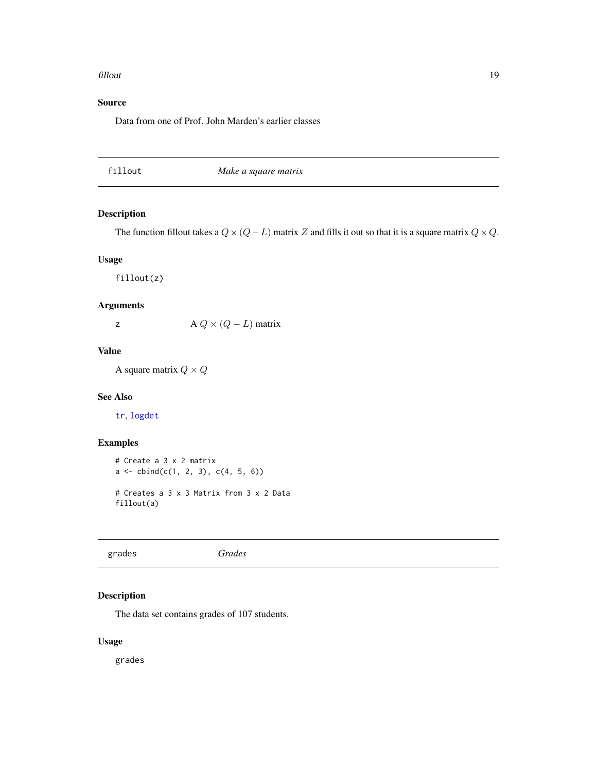### Source

Data from one of Prof. John Marden's earlier classes

---

## fillout — *Make a square matrix*

### Description

The function fillout takes a $Q \times (Q - L)$ matrix $Z$ and fills it out so that it is a square matrix $Q \times Q$.

### Usage

```
fillout(z)
```

### Arguments

| | |
|---|---|
| z | A $Q \times (Q - L)$ matrix |

### Value

A square matrix $Q \times Q$

### See Also

tr, logdet

### Examples

```
# Create a 3 x 2 matrix
a <- cbind(c(1, 2, 3), c(4, 5, 6))

# Creates a 3 x 3 Matrix from 3 x 2 Data
fillout(a)
```

---

## grades — *Grades*

### Description

The data set contains grades of 107 students.

### Usage

```
grades
```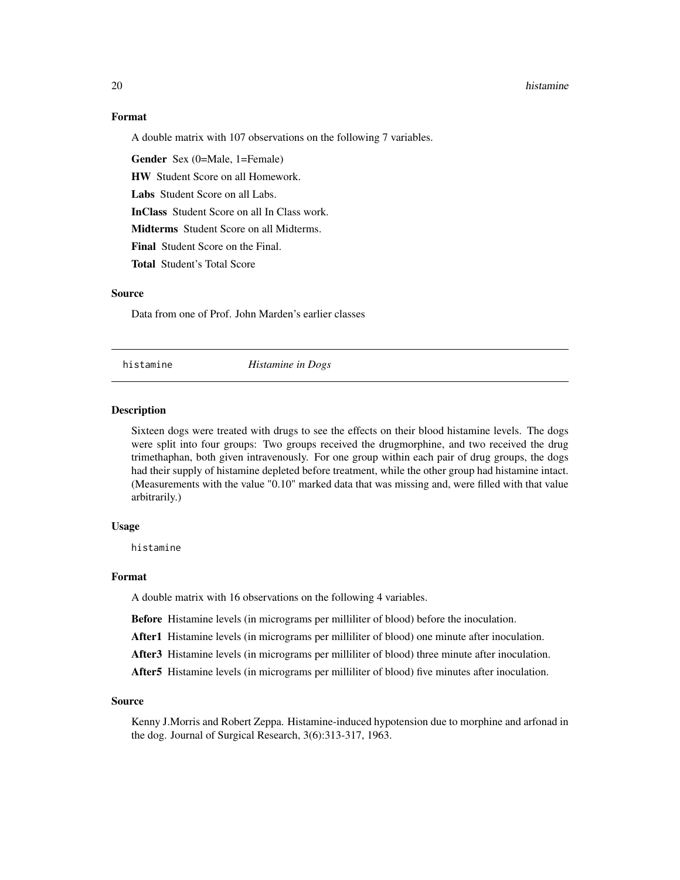### Format

A double matrix with 107 observations on the following 7 variables.

**Gender** Sex (0=Male, 1=Female)

**HW** Student Score on all Homework.

**Labs** Student Score on all Labs.

**InClass** Student Score on all In Class work.

**Midterms** Student Score on all Midterms.

**Final** Student Score on the Final.

**Total** Student's Total Score

### Source

Data from one of Prof. John Marden's earlier classes

---

## histamine *Histamine in Dogs*

---

### Description

Sixteen dogs were treated with drugs to see the effects on their blood histamine levels. The dogs were split into four groups: Two groups received the drugmorphine, and two received the drug trimethaphan, both given intravenously. For one group within each pair of drug groups, the dogs had their supply of histamine depleted before treatment, while the other group had histamine intact. (Measurements with the value "0.10" marked data that was missing and, were filled with that value arbitrarily.)

### Usage

```
histamine
```

### Format

A double matrix with 16 observations on the following 4 variables.

**Before** Histamine levels (in micrograms per milliliter of blood) before the inoculation.

**After1** Histamine levels (in micrograms per milliliter of blood) one minute after inoculation.

**After3** Histamine levels (in micrograms per milliliter of blood) three minute after inoculation.

**After5** Histamine levels (in micrograms per milliliter of blood) five minutes after inoculation.

### Source

Kenny J.Morris and Robert Zeppa. Histamine-induced hypotension due to morphine and arfonad in the dog. Journal of Surgical Research, 3(6):313-317, 1963.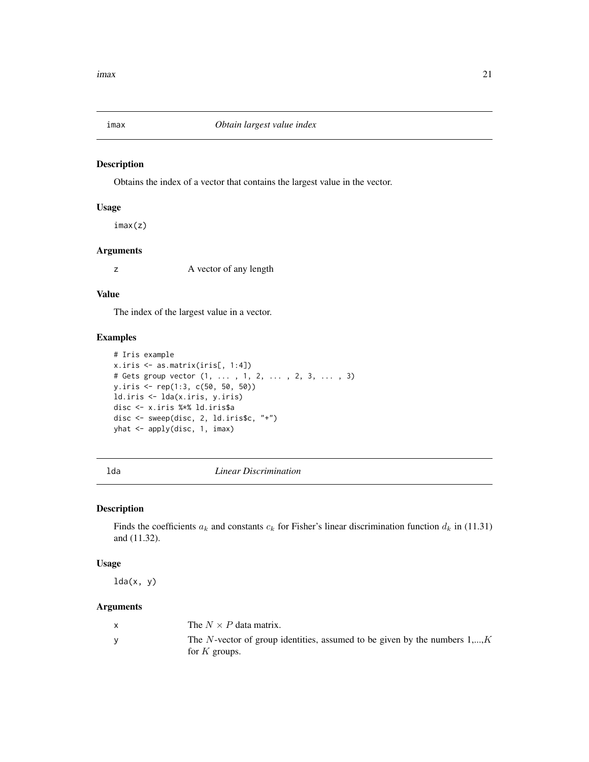## imax *Obtain largest value index*

### Description

Obtains the index of a vector that contains the largest value in the vector.

### Usage

```
imax(z)
```

### Arguments

| | |
|---|---|
| z | A vector of any length |

### Value

The index of the largest value in a vector.

### Examples

```
# Iris example
x.iris <- as.matrix(iris[, 1:4])
# Gets group vector (1, ... , 1, 2, ... , 2, 3, ... , 3)
y.iris <- rep(1:3, c(50, 50, 50))
ld.iris <- lda(x.iris, y.iris)
disc <- x.iris %*% ld.iris$a
disc <- sweep(disc, 2, ld.iris$c, "+")
yhat <- apply(disc, 1, imax)
```

## lda *Linear Discrimination*

### Description

Finds the coefficients $a_k$ and constants $c_k$ for Fisher's linear discrimination function $d_k$ in (11.31) and (11.32).

### Usage

```
lda(x, y)
```

### Arguments

| | |
|---|---|
| x | The $N \times P$ data matrix. |
| y | The $N$-vector of group identities, assumed to be given by the numbers 1,...,$K$ for $K$ groups. |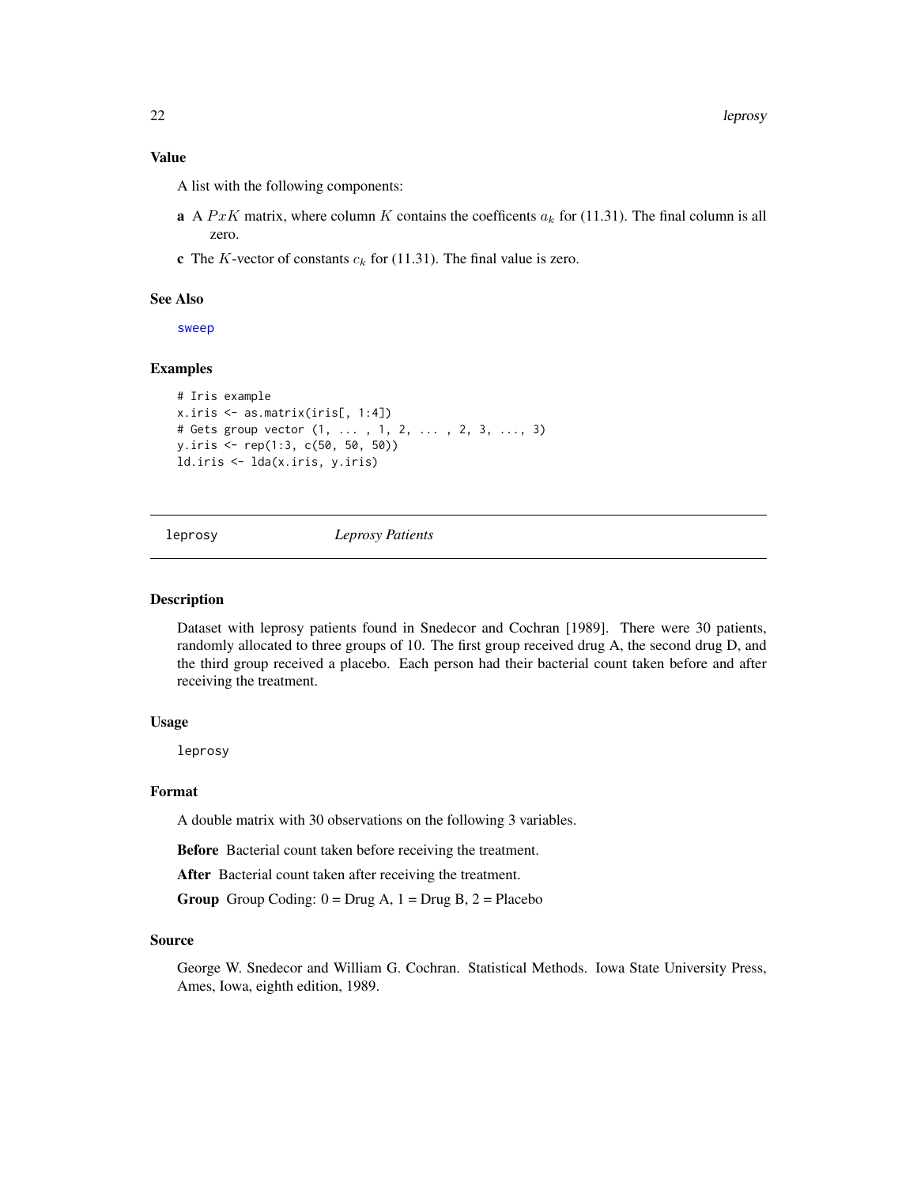### Value

A list with the following components:

**a** A $PxK$ matrix, where column $K$ contains the coefficents $a_k$ for (11.31). The final column is all zero.

**c** The $K$-vector of constants $c_k$ for (11.31). The final value is zero.

### See Also

sweep

### Examples

```
# Iris example
x.iris <- as.matrix(iris[, 1:4])
# Gets group vector (1, ... , 1, 2, ... , 2, 3, ..., 3)
y.iris <- rep(1:3, c(50, 50, 50))
ld.iris <- lda(x.iris, y.iris)
```

---

## leprosy — *Leprosy Patients*

### Description

Dataset with leprosy patients found in Snedecor and Cochran [1989]. There were 30 patients, randomly allocated to three groups of 10. The first group received drug A, the second drug D, and the third group received a placebo. Each person had their bacterial count taken before and after receiving the treatment.

### Usage

```
leprosy
```

### Format

A double matrix with 30 observations on the following 3 variables.

**Before** Bacterial count taken before receiving the treatment.

**After** Bacterial count taken after receiving the treatment.

**Group** Group Coding: 0 = Drug A, 1 = Drug B, 2 = Placebo

### Source

George W. Snedecor and William G. Cochran. Statistical Methods. Iowa State University Press, Ames, Iowa, eighth edition, 1989.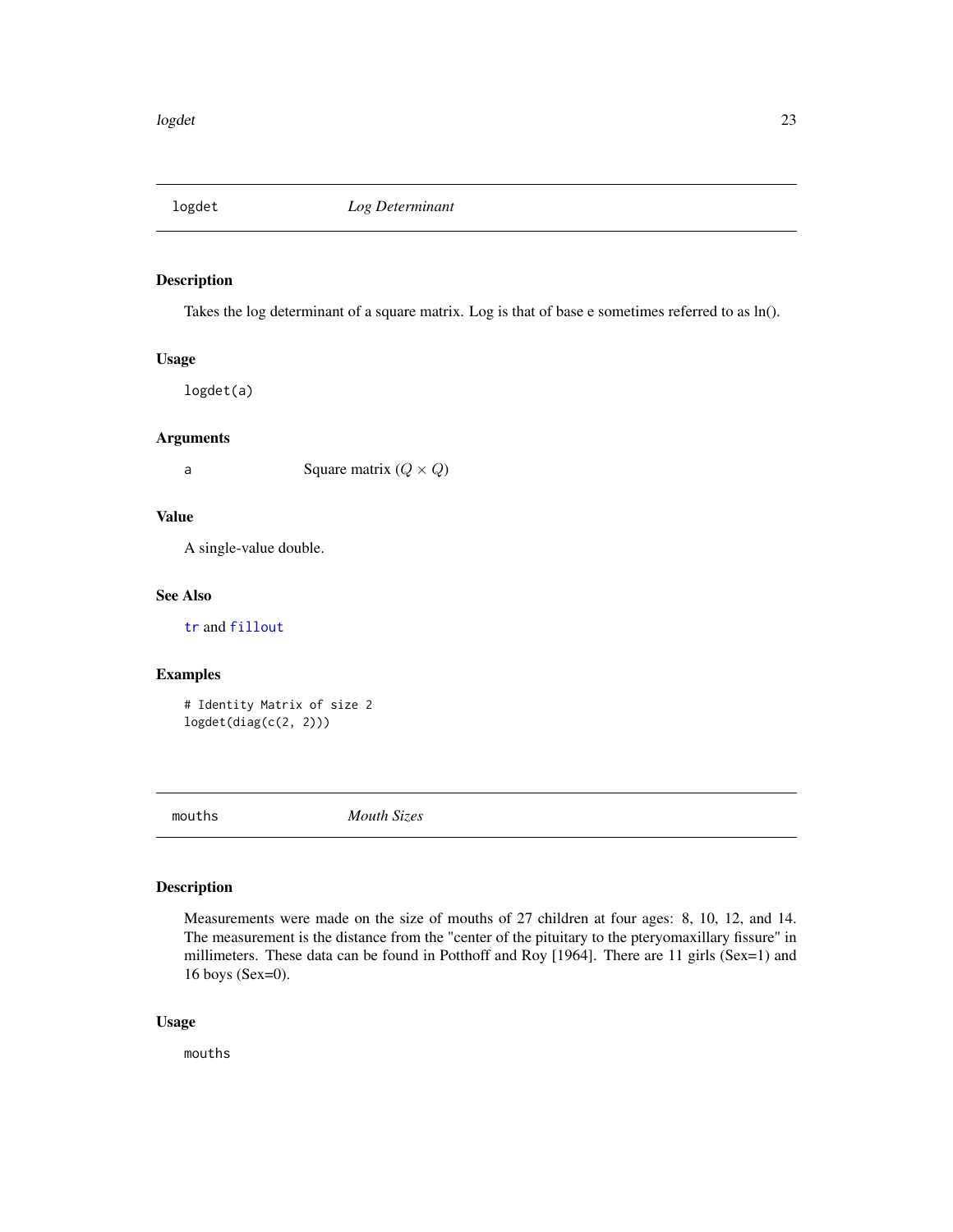## logdet — *Log Determinant*

### Description

Takes the log determinant of a square matrix. Log is that of base e sometimes referred to as ln().

### Usage

```
logdet(a)
```

### Arguments

| | |
|---|---|
| a | Square matrix ($Q \times Q$) |

### Value

A single-value double.

### See Also

`tr` and `fillout`

### Examples

```
# Identity Matrix of size 2
logdet(diag(c(2, 2)))
```

## mouths — *Mouth Sizes*

### Description

Measurements were made on the size of mouths of 27 children at four ages: 8, 10, 12, and 14. The measurement is the distance from the "center of the pituitary to the pteryomaxillary fissure" in millimeters. These data can be found in Potthoff and Roy [1964]. There are 11 girls (Sex=1) and 16 boys (Sex=0).

### Usage

```
mouths
```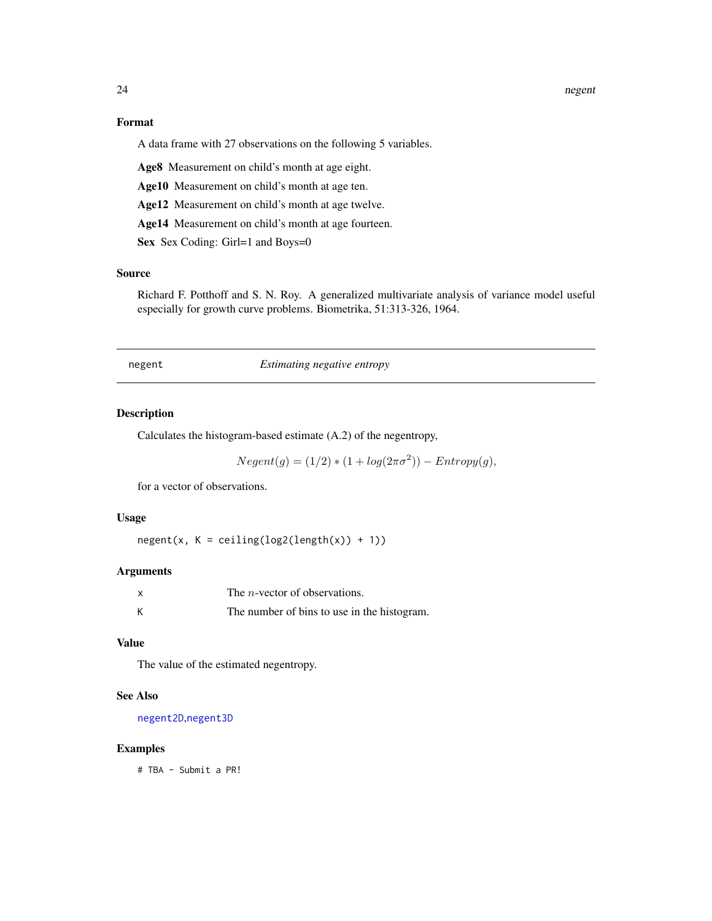### Format

A data frame with 27 observations on the following 5 variables.

**Age8** Measurement on child's month at age eight.

**Age10** Measurement on child's month at age ten.

**Age12** Measurement on child's month at age twelve.

**Age14** Measurement on child's month at age fourteen.

**Sex** Sex Coding: Girl=1 and Boys=0

### Source

Richard F. Potthoff and S. N. Roy. A generalized multivariate analysis of variance model useful especially for growth curve problems. Biometrika, 51:313-326, 1964.

---

## negent — *Estimating negative entropy*

---

### Description

Calculates the histogram-based estimate (A.2) of the negentropy,

$$Negent(g) = (1/2) * (1 + log(2\pi\sigma^2)) - Entropy(g),$$

for a vector of observations.

### Usage

```
negent(x, K = ceiling(log2(length(x)) + 1))
```

### Arguments

| | |
|---|---|
| x | The $n$-vector of observations. |
| K | The number of bins to use in the histogram. |

### Value

The value of the estimated negentropy.

### See Also

negent2D, negent3D

### Examples

```
# TBA - Submit a PR!
```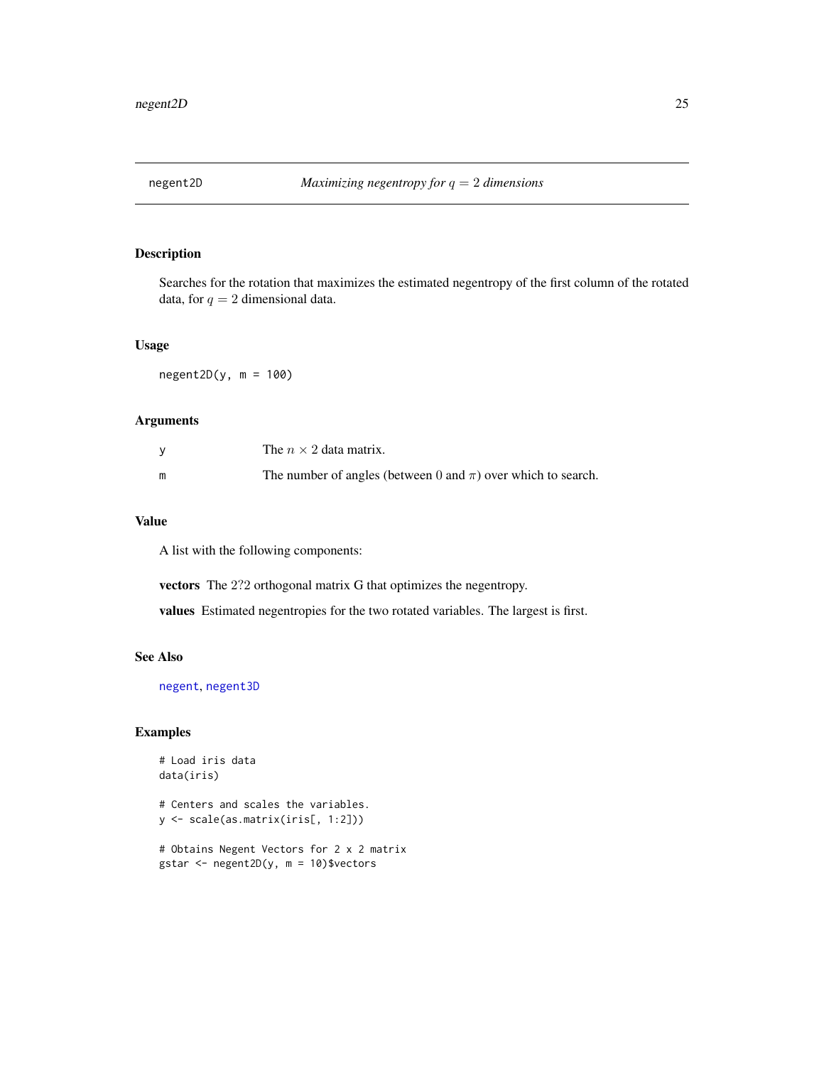## negent2D *Maximizing negentropy for $q = 2$ dimensions*

### Description

Searches for the rotation that maximizes the estimated negentropy of the first column of the rotated data, for $q = 2$ dimensional data.

### Usage

```
negent2D(y, m = 100)
```

### Arguments

| | |
|---|---|
| y | The $n \times 2$ data matrix. |
| m | The number of angles (between $0$ and $\pi$) over which to search. |

### Value

A list with the following components:

**vectors** The 2?2 orthogonal matrix G that optimizes the negentropy.

**values** Estimated negentropies for the two rotated variables. The largest is first.

### See Also

negent, negent3D

### Examples

```
# Load iris data
data(iris)

# Centers and scales the variables.
y <- scale(as.matrix(iris[, 1:2]))

# Obtains Negent Vectors for 2 x 2 matrix
gstar <- negent2D(y, m = 10)$vectors
```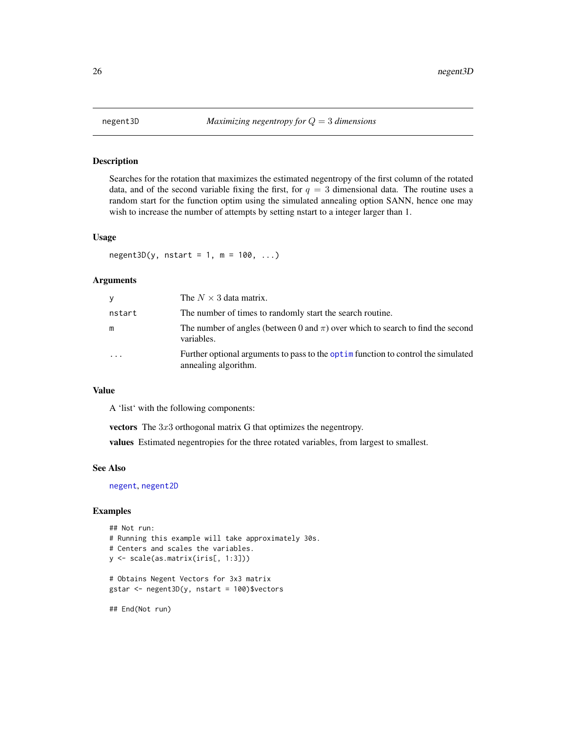negent3D *Maximizing negentropy for $Q = 3$ dimensions*

## Description

Searches for the rotation that maximizes the estimated negentropy of the first column of the rotated data, and of the second variable fixing the first, for $q = 3$ dimensional data. The routine uses a random start for the function optim using the simulated annealing option SANN, hence one may wish to increase the number of attempts by setting nstart to a integer larger than 1.

## Usage

```
negent3D(y, nstart = 1, m = 100, ...)
```

## Arguments

| | |
|---|---|
| y | The $N \times 3$ data matrix. |
| nstart | The number of times to randomly start the search routine. |
| m | The number of angles (between 0 and $\pi$) over which to search to find the second variables. |
| ... | Further optional arguments to pass to the optim function to control the simulated annealing algorithm. |

## Value

A 'list' with the following components:

**vectors** The $3x3$ orthogonal matrix G that optimizes the negentropy.

**values** Estimated negentropies for the three rotated variables, from largest to smallest.

## See Also

negent, negent2D

## Examples

```
## Not run:
# Running this example will take approximately 30s.
# Centers and scales the variables.
y <- scale(as.matrix(iris[, 1:3]))

# Obtains Negent Vectors for 3x3 matrix
gstar <- negent3D(y, nstart = 100)$vectors

## End(Not run)
```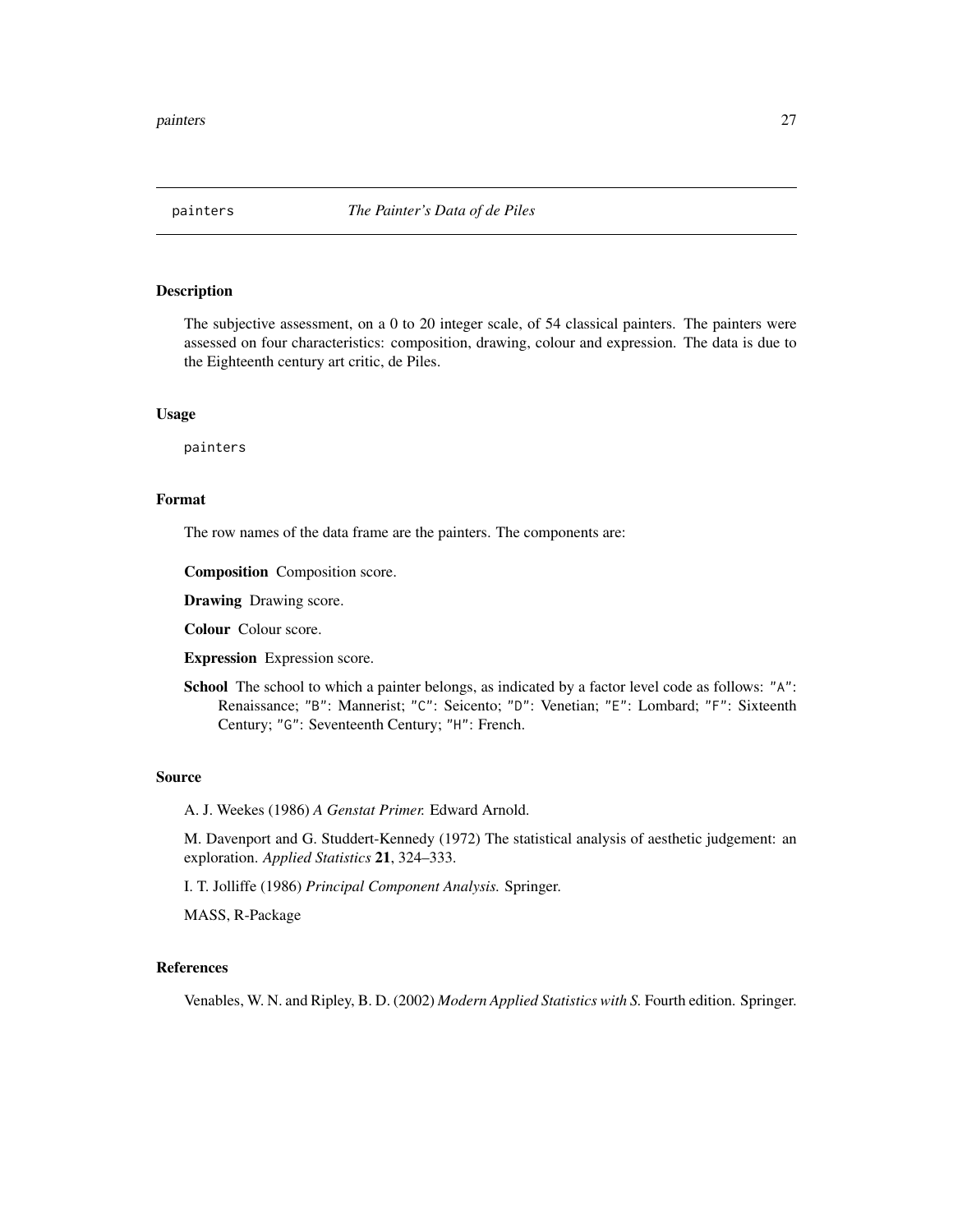`painters` *The Painter's Data of de Piles*

## Description

The subjective assessment, on a 0 to 20 integer scale, of 54 classical painters. The painters were assessed on four characteristics: composition, drawing, colour and expression. The data is due to the Eighteenth century art critic, de Piles.

## Usage

```
painters
```

## Format

The row names of the data frame are the painters. The components are:

**Composition** Composition score.

**Drawing** Drawing score.

**Colour** Colour score.

**Expression** Expression score.

**School** The school to which a painter belongs, as indicated by a factor level code as follows: "A": Renaissance; "B": Mannerist; "C": Seicento; "D": Venetian; "E": Lombard; "F": Sixteenth Century; "G": Seventeenth Century; "H": French.

## Source

A. J. Weekes (1986) *A Genstat Primer.* Edward Arnold.

M. Davenport and G. Studdert-Kennedy (1972) The statistical analysis of aesthetic judgement: an exploration. *Applied Statistics* **21**, 324–333.

I. T. Jolliffe (1986) *Principal Component Analysis.* Springer.

MASS, R-Package

## References

Venables, W. N. and Ripley, B. D. (2002) *Modern Applied Statistics with S.* Fourth edition. Springer.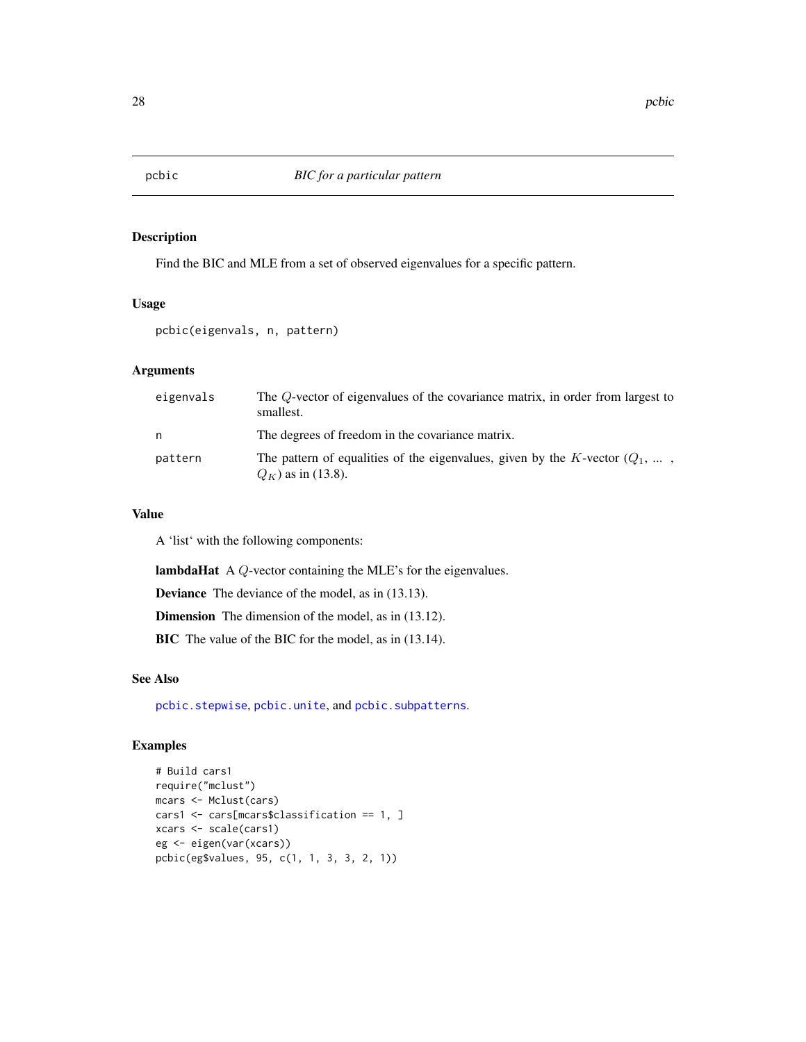# pcbic — *BIC for a particular pattern*

## Description

Find the BIC and MLE from a set of observed eigenvalues for a specific pattern.

## Usage

```
pcbic(eigenvals, n, pattern)
```

## Arguments

| | |
|---|---|
| `eigenvals` | The $Q$-vector of eigenvalues of the covariance matrix, in order from largest to smallest. |
| `n` | The degrees of freedom in the covariance matrix. |
| `pattern` | The pattern of equalities of the eigenvalues, given by the $K$-vector ($Q_1$, ... , $Q_K$) as in (13.8). |

## Value

A 'list' with the following components:

**lambdaHat** A $Q$-vector containing the MLE's for the eigenvalues.

**Deviance** The deviance of the model, as in (13.13).

**Dimension** The dimension of the model, as in (13.12).

**BIC** The value of the BIC for the model, as in (13.14).

## See Also

pcbic.stepwise, pcbic.unite, and pcbic.subpatterns.

## Examples

```
# Build cars1
require("mclust")
mcars <- Mclust(cars)
cars1 <- cars[mcars$classification == 1, ]
xcars <- scale(cars1)
eg <- eigen(var(xcars))
pcbic(eg$values, 95, c(1, 1, 3, 3, 2, 1))
```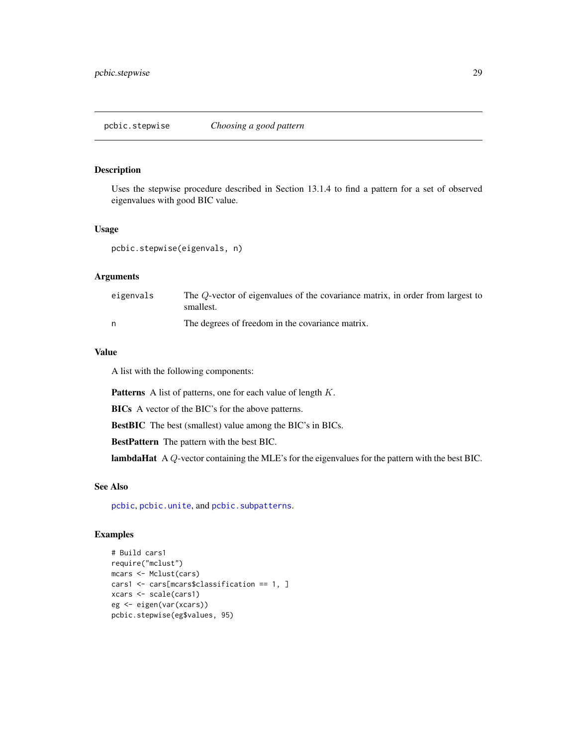## pcbic.stepwise — *Choosing a good pattern*

### Description

Uses the stepwise procedure described in Section 13.1.4 to find a pattern for a set of observed eigenvalues with good BIC value.

### Usage

```
pcbic.stepwise(eigenvals, n)
```

### Arguments

| | |
|---|---|
| eigenvals | The $Q$-vector of eigenvalues of the covariance matrix, in order from largest to smallest. |
| n | The degrees of freedom in the covariance matrix. |

### Value

A list with the following components:

**Patterns** A list of patterns, one for each value of length $K$.

**BICs** A vector of the BIC's for the above patterns.

**BestBIC** The best (smallest) value among the BIC's in BICs.

**BestPattern** The pattern with the best BIC.

**lambdaHat** A $Q$-vector containing the MLE's for the eigenvalues for the pattern with the best BIC.

### See Also

pcbic, pcbic.unite, and pcbic.subpatterns.

### Examples

```
# Build cars1
require("mclust")
mcars <- Mclust(cars)
cars1 <- cars[mcars$classification == 1, ]
xcars <- scale(cars1)
eg <- eigen(var(xcars))
pcbic.stepwise(eg$values, 95)
```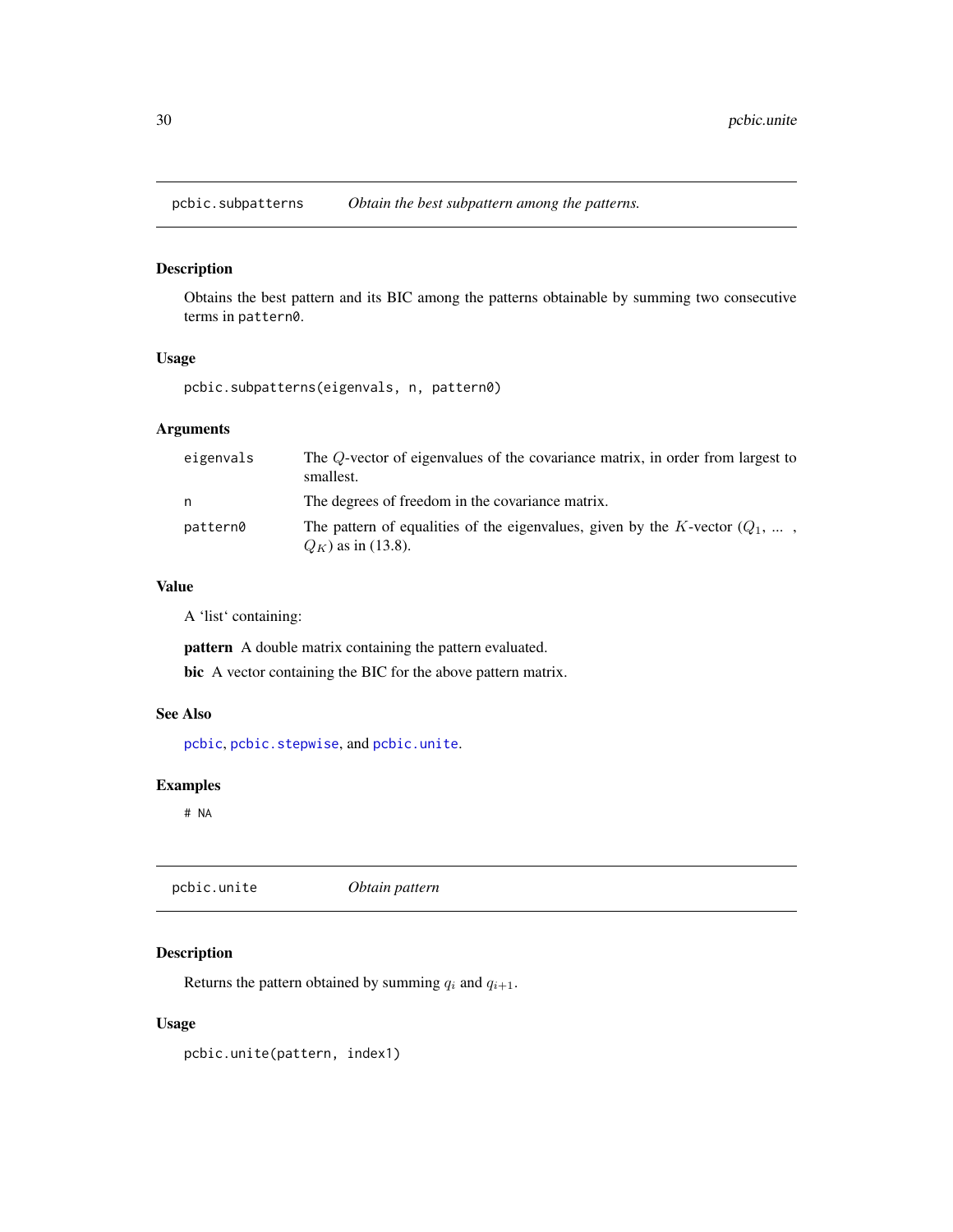## pcbic.subpatterns — *Obtain the best subpattern among the patterns.*

### Description

Obtains the best pattern and its BIC among the patterns obtainable by summing two consecutive terms in `pattern0`.

### Usage

```
pcbic.subpatterns(eigenvals, n, pattern0)
```

### Arguments

| | |
|---|---|
| `eigenvals` | The $Q$-vector of eigenvalues of the covariance matrix, in order from largest to smallest. |
| `n` | The degrees of freedom in the covariance matrix. |
| `pattern0` | The pattern of equalities of the eigenvalues, given by the $K$-vector ($Q_1$, ... , $Q_K$) as in (13.8). |

### Value

A 'list' containing:

**pattern** A double matrix containing the pattern evaluated.

**bic** A vector containing the BIC for the above pattern matrix.

### See Also

`pcbic`, `pcbic.stepwise`, and `pcbic.unite`.

### Examples

```
# NA
```

## pcbic.unite — *Obtain pattern*

### Description

Returns the pattern obtained by summing $q_i$ and $q_{i+1}$.

### Usage

```
pcbic.unite(pattern, index1)
```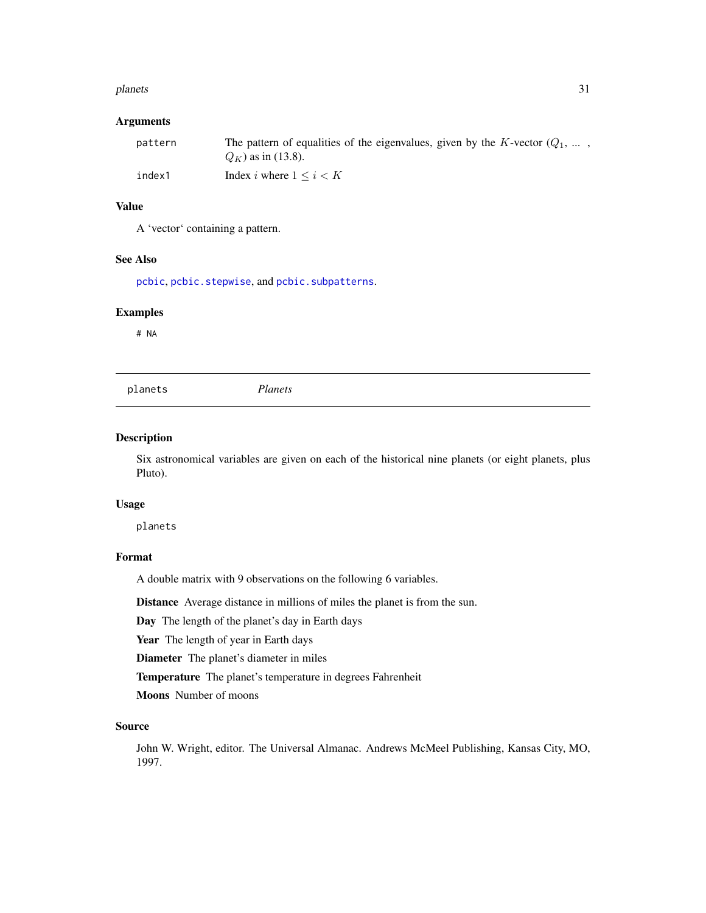### Arguments

| | |
|---|---|
| `pattern` | The pattern of equalities of the eigenvalues, given by the $K$-vector ($Q_1$, ... , $Q_K$) as in (13.8). |
| `index1` | Index $i$ where $1 \leq i < K$ |

### Value

A ‘vector‘ containing a pattern.

### See Also

`pcbic`, `pcbic.stepwise`, and `pcbic.subpatterns`.

### Examples

```
# NA
```

---

## planets — *Planets*

---

### Description

Six astronomical variables are given on each of the historical nine planets (or eight planets, plus Pluto).

### Usage

```
planets
```

### Format

A double matrix with 9 observations on the following 6 variables.

**Distance** Average distance in millions of miles the planet is from the sun.

**Day** The length of the planet’s day in Earth days

**Year** The length of year in Earth days

**Diameter** The planet’s diameter in miles

**Temperature** The planet’s temperature in degrees Fahrenheit

**Moons** Number of moons

### Source

John W. Wright, editor. The Universal Almanac. Andrews McMeel Publishing, Kansas City, MO, 1997.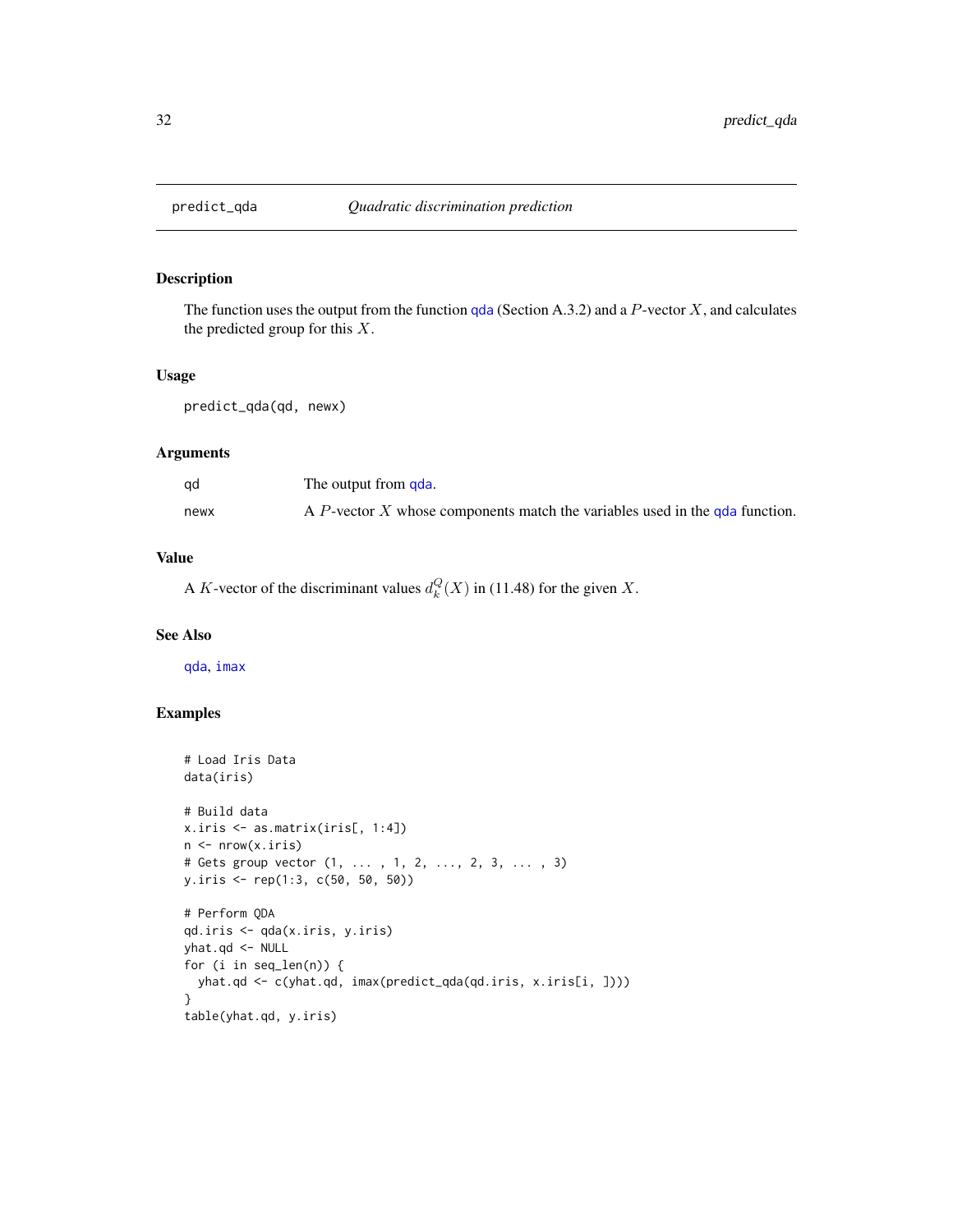## predict_qda — *Quadratic discrimination prediction*

### Description

The function uses the output from the function qda (Section A.3.2) and a $P$-vector $X$, and calculates the predicted group for this $X$.

### Usage

```
predict_qda(qd, newx)
```

### Arguments

| | |
|---|---|
| qd | The output from qda. |
| newx | A $P$-vector $X$ whose components match the variables used in the qda function. |

### Value

A $K$-vector of the discriminant values $d_k^Q(X)$ in (11.48) for the given $X$.

### See Also

qda, imax

### Examples

```
# Load Iris Data
data(iris)

# Build data
x.iris <- as.matrix(iris[, 1:4])
n <- nrow(x.iris)
# Gets group vector (1, ... , 1, 2, ..., 2, 3, ... , 3)
y.iris <- rep(1:3, c(50, 50, 50))

# Perform QDA
qd.iris <- qda(x.iris, y.iris)
yhat.qd <- NULL
for (i in seq_len(n)) {
  yhat.qd <- c(yhat.qd, imax(predict_qda(qd.iris, x.iris[i, ])))
}
table(yhat.qd, y.iris)
```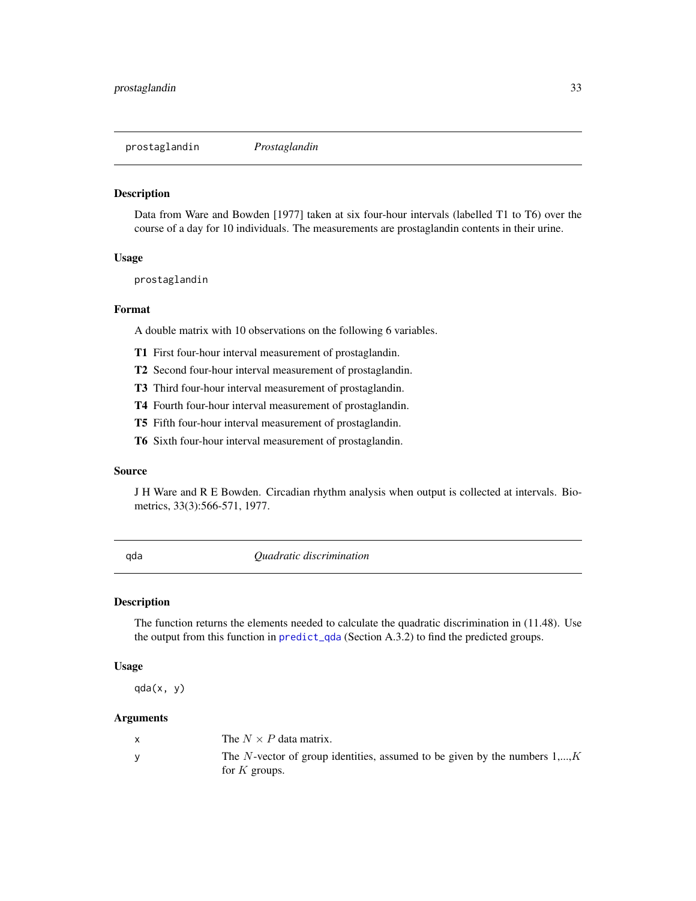## prostaglandin *Prostaglandin*

### Description

Data from Ware and Bowden [1977] taken at six four-hour intervals (labelled T1 to T6) over the course of a day for 10 individuals. The measurements are prostaglandin contents in their urine.

### Usage

```
prostaglandin
```

### Format

A double matrix with 10 observations on the following 6 variables.

**T1** First four-hour interval measurement of prostaglandin.

**T2** Second four-hour interval measurement of prostaglandin.

**T3** Third four-hour interval measurement of prostaglandin.

**T4** Fourth four-hour interval measurement of prostaglandin.

**T5** Fifth four-hour interval measurement of prostaglandin.

**T6** Sixth four-hour interval measurement of prostaglandin.

### Source

J H Ware and R E Bowden. Circadian rhythm analysis when output is collected at intervals. Biometrics, 33(3):566-571, 1977.

## qda *Quadratic discrimination*

### Description

The function returns the elements needed to calculate the quadratic discrimination in (11.48). Use the output from this function in `predict_qda` (Section A.3.2) to find the predicted groups.

### Usage

```
qda(x, y)
```

### Arguments

| | |
|---|---|
| x | The $N \times P$ data matrix. |
| y | The $N$-vector of group identities, assumed to be given by the numbers 1,...,$K$ for $K$ groups. |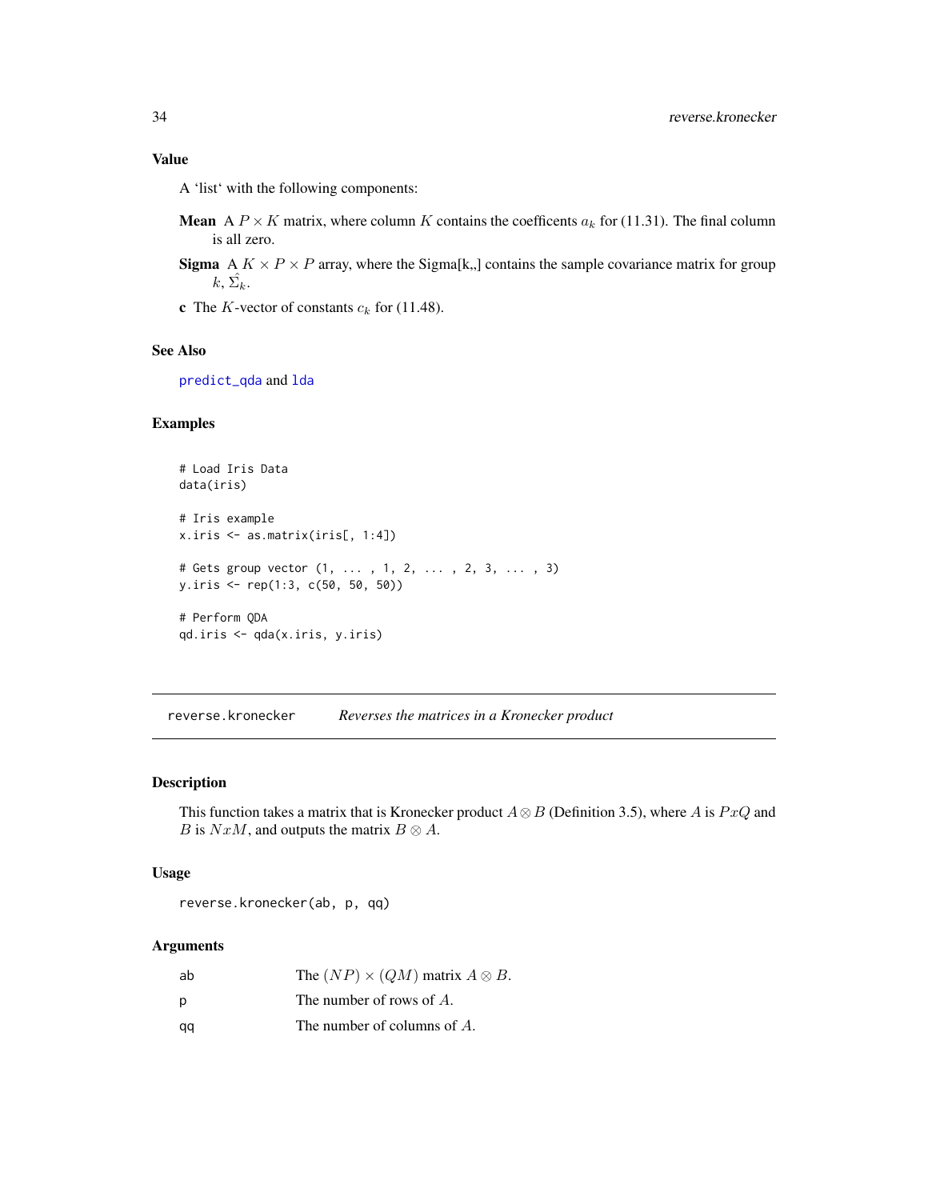### Value

A 'list' with the following components:

**Mean** A $P \times K$ matrix, where column $K$ contains the coefficents $a_k$ for (11.31). The final column is all zero.

**Sigma** A $K \times P \times P$ array, where the Sigma[k,,] contains the sample covariance matrix for group $k$, $\hat{\Sigma_k}$.

**c** The $K$-vector of constants $c_k$ for (11.48).

### See Also

predict_qda and lda

### Examples

```
# Load Iris Data
data(iris)

# Iris example
x.iris <- as.matrix(iris[, 1:4])

# Gets group vector (1, ... , 1, 2, ... , 2, 3, ... , 3)
y.iris <- rep(1:3, c(50, 50, 50))

# Perform QDA
qd.iris <- qda(x.iris, y.iris)
```

---

## reverse.kronecker — *Reverses the matrices in a Kronecker product*

### Description

This function takes a matrix that is Kronecker product $A \otimes B$ (Definition 3.5), where $A$ is $PxQ$ and $B$ is $NxM$, and outputs the matrix $B \otimes A$.

### Usage

```
reverse.kronecker(ab, p, qq)
```

### Arguments

| | |
|---|---|
| ab | The $(NP) \times (QM)$ matrix $A \otimes B$. |
| p | The number of rows of $A$. |
| qq | The number of columns of $A$. |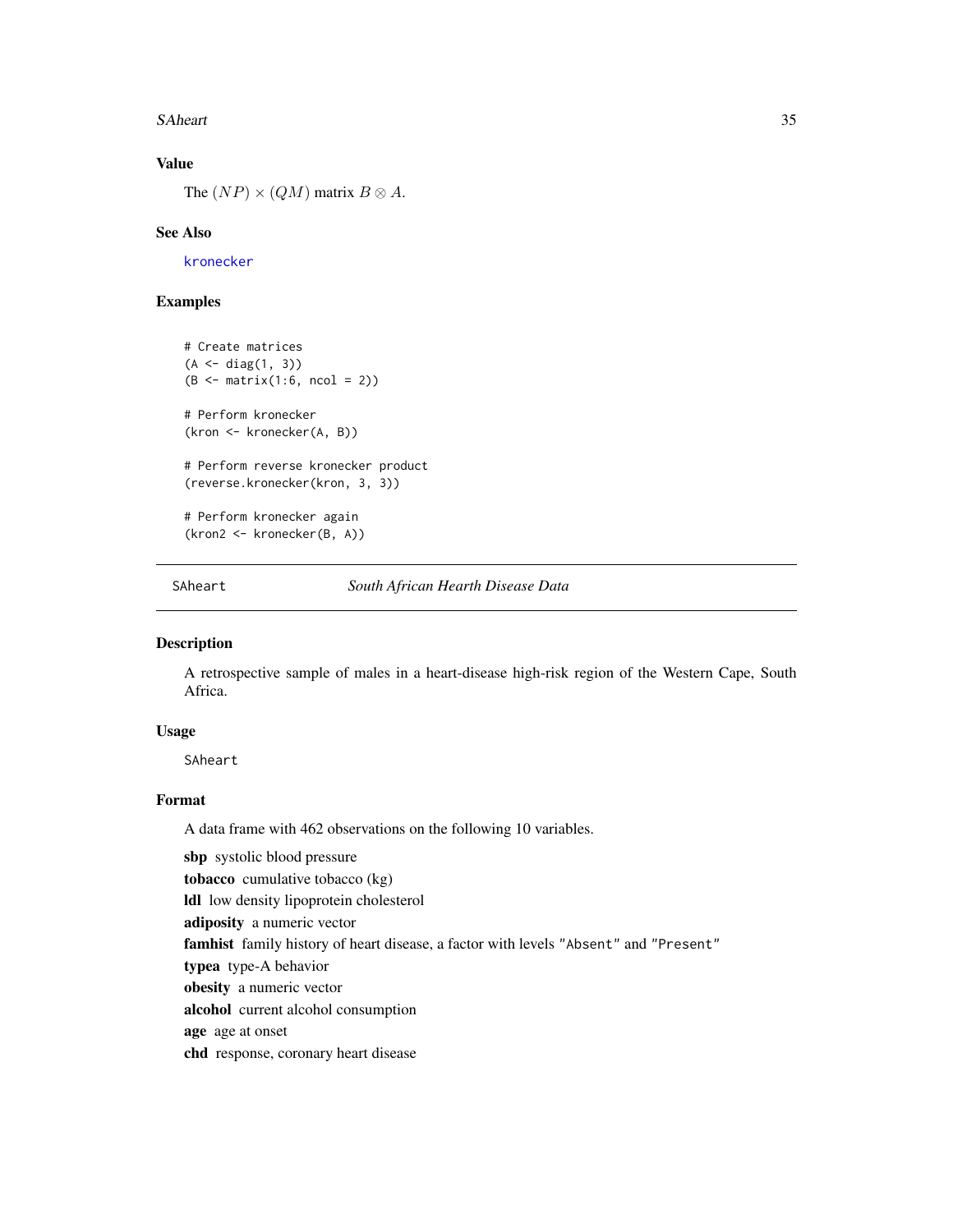### Value

The $(NP) \times (QM)$ matrix $B \otimes A$.

### See Also

kronecker

### Examples

```
# Create matrices
(A <- diag(1, 3))
(B <- matrix(1:6, ncol = 2))

# Perform kronecker
(kron <- kronecker(A, B))

# Perform reverse kronecker product
(reverse.kronecker(kron, 3, 3))

# Perform kronecker again
(kron2 <- kronecker(B, A))
```

---

## SAheart — *South African Hearth Disease Data*

### Description

A retrospective sample of males in a heart-disease high-risk region of the Western Cape, South Africa.

### Usage

```
SAheart
```

### Format

A data frame with 462 observations on the following 10 variables.

**sbp** systolic blood pressure  
**tobacco** cumulative tobacco (kg)  
**ldl** low density lipoprotein cholesterol  
**adiposity** a numeric vector  
**famhist** family history of heart disease, a factor with levels "Absent" and "Present"  
**typea** type-A behavior  
**obesity** a numeric vector  
**alcohol** current alcohol consumption  
**age** age at onset  
**chd** response, coronary heart disease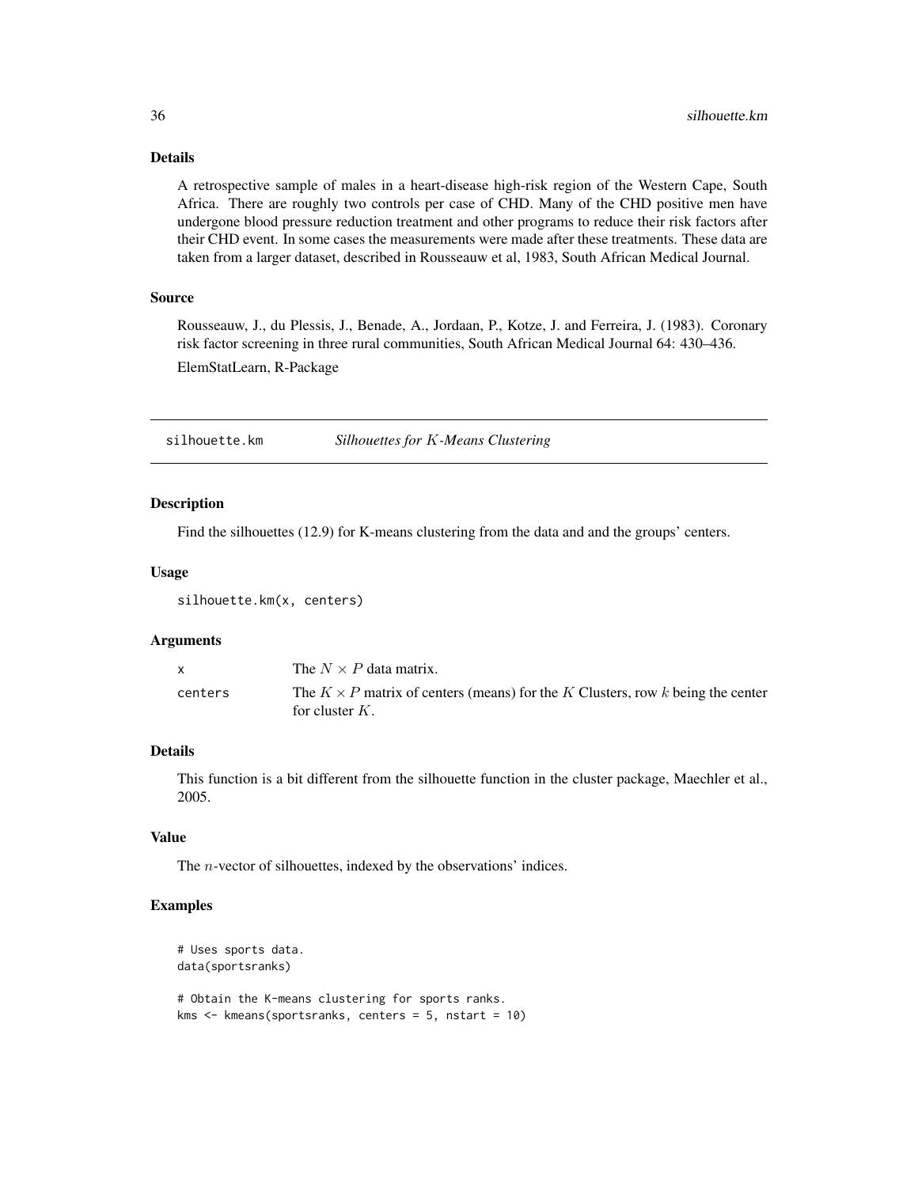### Details

A retrospective sample of males in a heart-disease high-risk region of the Western Cape, South Africa. There are roughly two controls per case of CHD. Many of the CHD positive men have undergone blood pressure reduction treatment and other programs to reduce their risk factors after their CHD event. In some cases the measurements were made after these treatments. These data are taken from a larger dataset, described in Rousseauw et al, 1983, South African Medical Journal.

### Source

Rousseauw, J., du Plessis, J., Benade, A., Jordaan, P., Kotze, J. and Ferreira, J. (1983). Coronary risk factor screening in three rural communities, South African Medical Journal 64: 430–436.

ElemStatLearn, R-Package

---

## silhouette.km &nbsp;&nbsp;&nbsp; *Silhouettes for $K$-Means Clustering*

### Description

Find the silhouettes (12.9) for K-means clustering from the data and and the groups' centers.

### Usage

```
silhouette.km(x, centers)
```

### Arguments

| | |
|---|---|
| `x` | The $N \times P$ data matrix. |
| `centers` | The $K \times P$ matrix of centers (means) for the $K$ Clusters, row $k$ being the center for cluster $K$. |

### Details

This function is a bit different from the silhouette function in the cluster package, Maechler et al., 2005.

### Value

The $n$-vector of silhouettes, indexed by the observations' indices.

### Examples

```
# Uses sports data.
data(sportsranks)

# Obtain the K-means clustering for sports ranks.
kms <- kmeans(sportsranks, centers = 5, nstart = 10)
```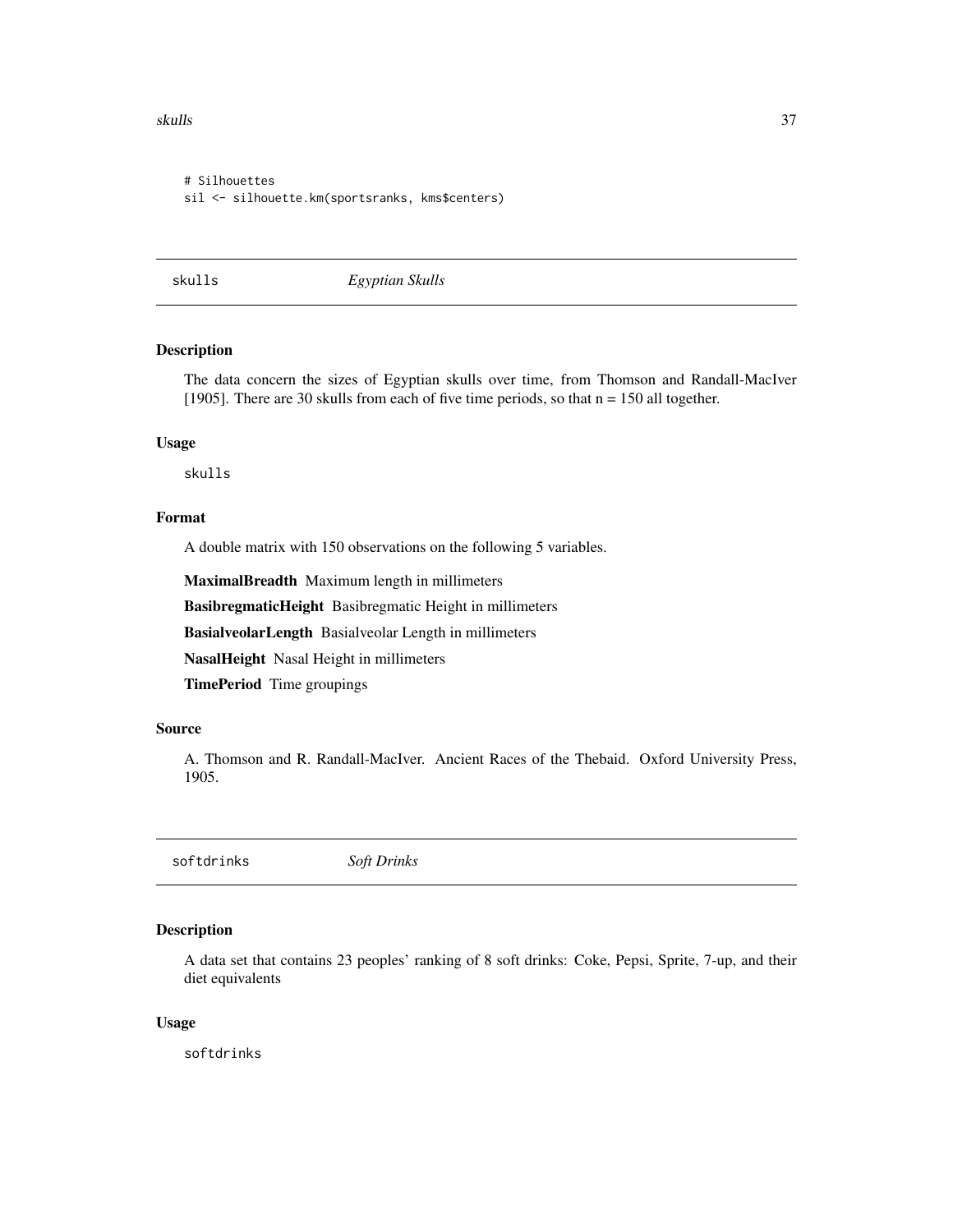```
# Silhouettes
sil <- silhouette.km(sportsranks, kms$centers)
```

## skulls *Egyptian Skulls*

### Description

The data concern the sizes of Egyptian skulls over time, from Thomson and Randall-MacIver [1905]. There are 30 skulls from each of five time periods, so that n = 150 all together.

### Usage

```
skulls
```

### Format

A double matrix with 150 observations on the following 5 variables.

**MaximalBreadth** Maximum length in millimeters

**BasibregmaticHeight** Basibregmatic Height in millimeters

**BasialveolarLength** Basialveolar Length in millimeters

**NasalHeight** Nasal Height in millimeters

**TimePeriod** Time groupings

### Source

A. Thomson and R. Randall-MacIver. Ancient Races of the Thebaid. Oxford University Press, 1905.

## softdrinks *Soft Drinks*

### Description

A data set that contains 23 peoples' ranking of 8 soft drinks: Coke, Pepsi, Sprite, 7-up, and their diet equivalents

### Usage

```
softdrinks
```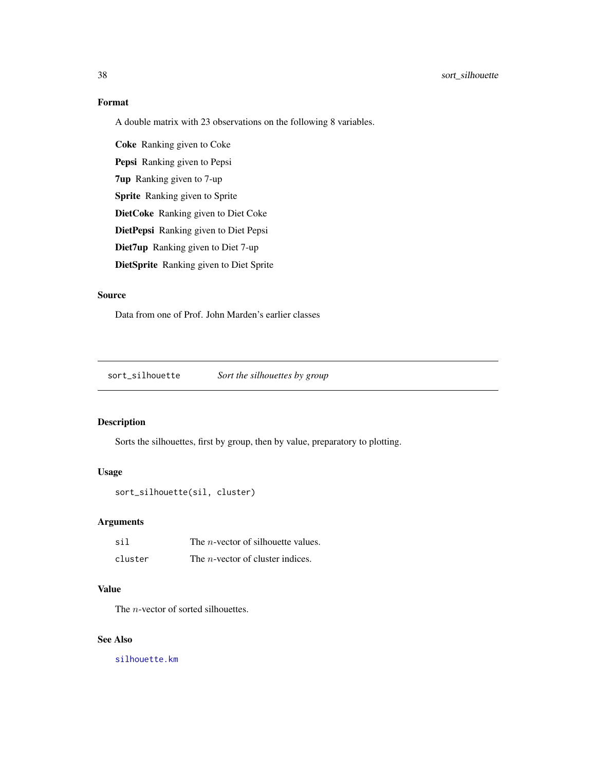## Format

A double matrix with 23 observations on the following 8 variables.

**Coke** Ranking given to Coke

**Pepsi** Ranking given to Pepsi

**7up** Ranking given to 7-up

**Sprite** Ranking given to Sprite

**DietCoke** Ranking given to Diet Coke

**DietPepsi** Ranking given to Diet Pepsi

**Diet7up** Ranking given to Diet 7-up

**DietSprite** Ranking given to Diet Sprite

## Source

Data from one of Prof. John Marden's earlier classes

---

# sort_silhouette — *Sort the silhouettes by group*

---

## Description

Sorts the silhouettes, first by group, then by value, preparatory to plotting.

## Usage

```
sort_silhouette(sil, cluster)
```

## Arguments

| | |
|---|---|
| sil | The $n$-vector of silhouette values. |
| cluster | The $n$-vector of cluster indices. |

## Value

The $n$-vector of sorted silhouettes.

## See Also

silhouette.km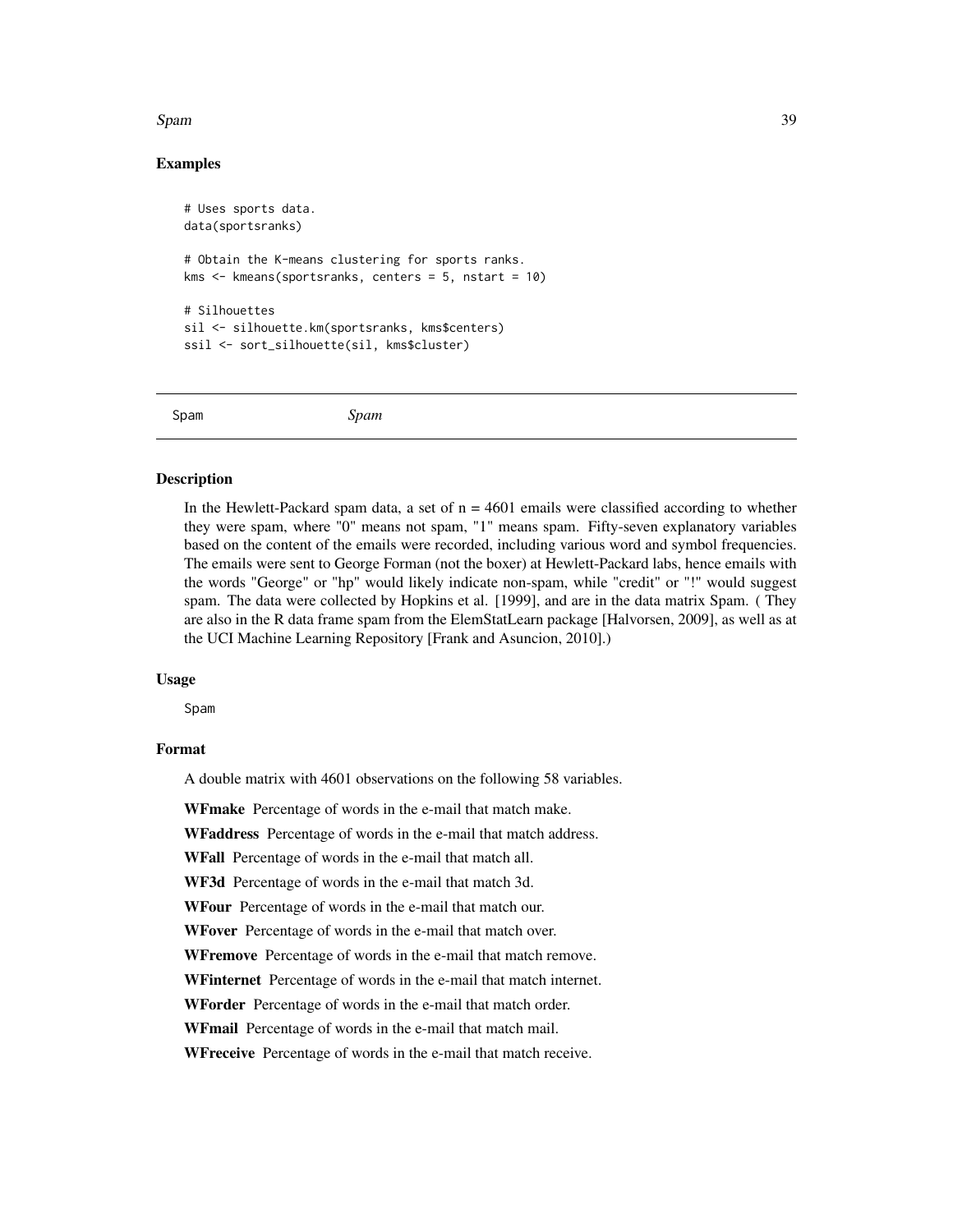### Examples

```
# Uses sports data.
data(sportsranks)

# Obtain the K-means clustering for sports ranks.
kms <- kmeans(sportsranks, centers = 5, nstart = 10)

# Silhouettes
sil <- silhouette.km(sportsranks, kms$centers)
ssil <- sort_silhouette(sil, kms$cluster)
```

---

## Spam *Spam*

---

### Description

In the Hewlett-Packard spam data, a set of n = 4601 emails were classified according to whether they were spam, where "0" means not spam, "1" means spam. Fifty-seven explanatory variables based on the content of the emails were recorded, including various word and symbol frequencies. The emails were sent to George Forman (not the boxer) at Hewlett-Packard labs, hence emails with the words "George" or "hp" would likely indicate non-spam, while "credit" or "!" would suggest spam. The data were collected by Hopkins et al. [1999], and are in the data matrix Spam. ( They are also in the R data frame spam from the ElemStatLearn package [Halvorsen, 2009], as well as at the UCI Machine Learning Repository [Frank and Asuncion, 2010].)

### Usage

```
Spam
```

### Format

A double matrix with 4601 observations on the following 58 variables.

**WFmake** Percentage of words in the e-mail that match make.

**WFaddress** Percentage of words in the e-mail that match address.

**WFall** Percentage of words in the e-mail that match all.

**WF3d** Percentage of words in the e-mail that match 3d.

**WFour** Percentage of words in the e-mail that match our.

**WFover** Percentage of words in the e-mail that match over.

**WFremove** Percentage of words in the e-mail that match remove.

**WFinternet** Percentage of words in the e-mail that match internet.

**WForder** Percentage of words in the e-mail that match order.

**WFmail** Percentage of words in the e-mail that match mail.

**WFreceive** Percentage of words in the e-mail that match receive.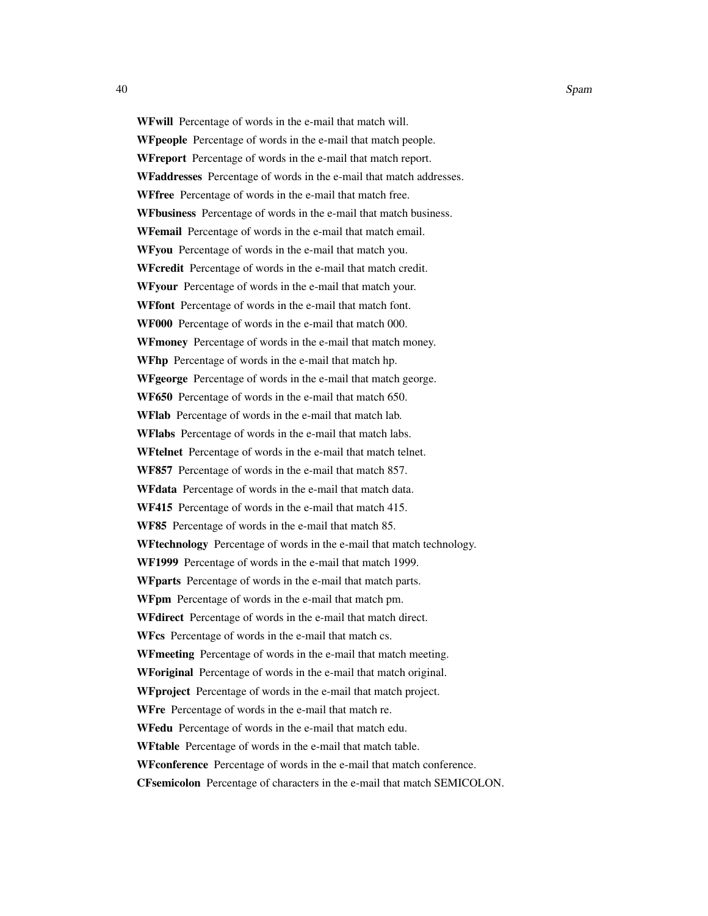**WFwill** Percentage of words in the e-mail that match will.

**WFpeople** Percentage of words in the e-mail that match people.

**WFreport** Percentage of words in the e-mail that match report.

**WFaddresses** Percentage of words in the e-mail that match addresses.

**WFfree** Percentage of words in the e-mail that match free.

**WFbusiness** Percentage of words in the e-mail that match business.

**WFemail** Percentage of words in the e-mail that match email.

**WFyou** Percentage of words in the e-mail that match you.

**WFcredit** Percentage of words in the e-mail that match credit.

**WFyour** Percentage of words in the e-mail that match your.

**WFfont** Percentage of words in the e-mail that match font.

**WF000** Percentage of words in the e-mail that match 000.

**WFmoney** Percentage of words in the e-mail that match money.

**WFhp** Percentage of words in the e-mail that match hp.

**WFgeorge** Percentage of words in the e-mail that match george.

**WF650** Percentage of words in the e-mail that match 650.

**WFlab** Percentage of words in the e-mail that match lab.

**WFlabs** Percentage of words in the e-mail that match labs.

**WFtelnet** Percentage of words in the e-mail that match telnet.

**WF857** Percentage of words in the e-mail that match 857.

**WFdata** Percentage of words in the e-mail that match data.

**WF415** Percentage of words in the e-mail that match 415.

**WF85** Percentage of words in the e-mail that match 85.

**WFtechnology** Percentage of words in the e-mail that match technology.

**WF1999** Percentage of words in the e-mail that match 1999.

**WFparts** Percentage of words in the e-mail that match parts.

**WFpm** Percentage of words in the e-mail that match pm.

**WFdirect** Percentage of words in the e-mail that match direct.

**WFcs** Percentage of words in the e-mail that match cs.

**WFmeeting** Percentage of words in the e-mail that match meeting.

**WForiginal** Percentage of words in the e-mail that match original.

**WFproject** Percentage of words in the e-mail that match project.

**WFre** Percentage of words in the e-mail that match re.

**WFedu** Percentage of words in the e-mail that match edu.

**WFtable** Percentage of words in the e-mail that match table.

**WFconference** Percentage of words in the e-mail that match conference.

**CFsemicolon** Percentage of characters in the e-mail that match SEMICOLON.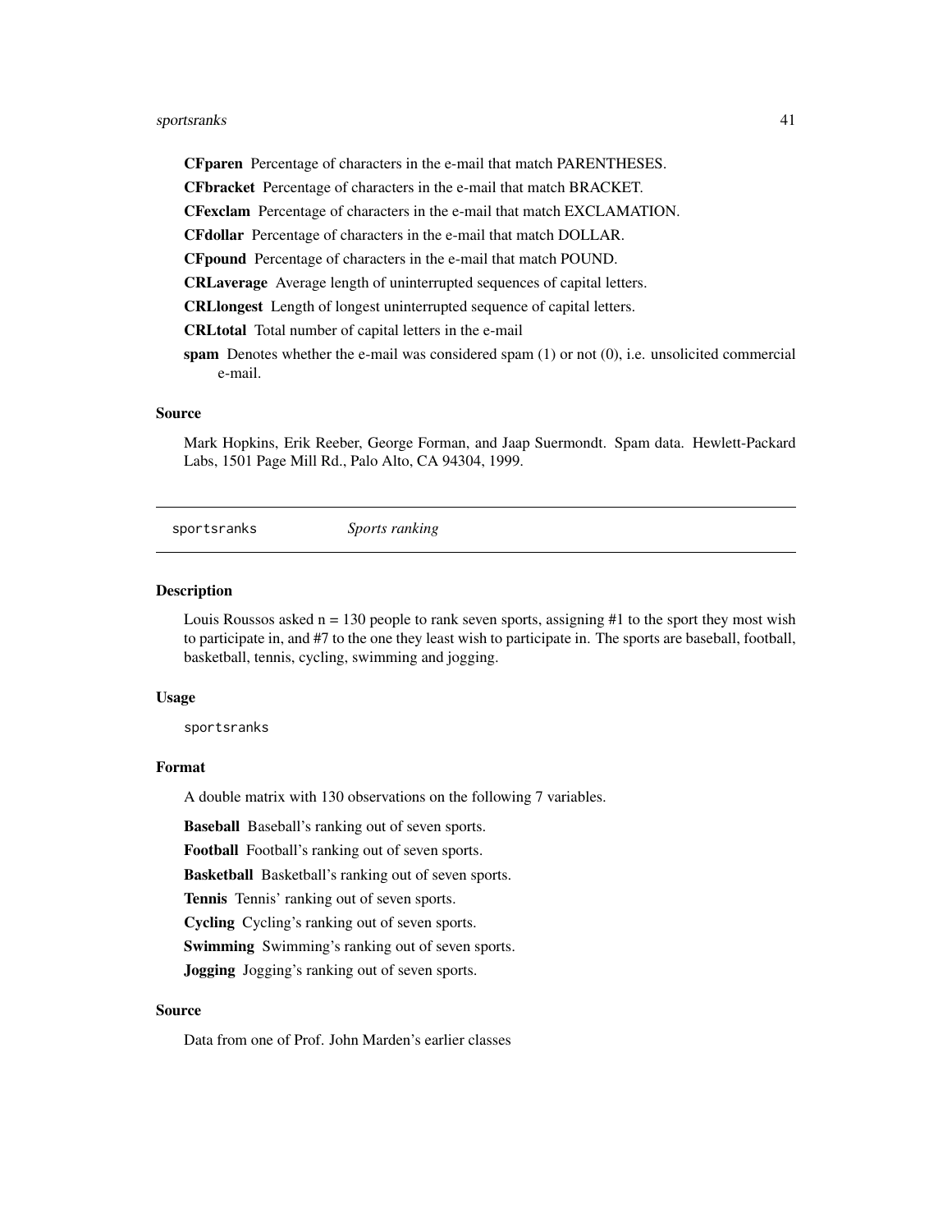**CFparen** Percentage of characters in the e-mail that match PARENTHESES.

**CFbracket** Percentage of characters in the e-mail that match BRACKET.

**CFexclam** Percentage of characters in the e-mail that match EXCLAMATION.

**CFdollar** Percentage of characters in the e-mail that match DOLLAR.

**CFpound** Percentage of characters in the e-mail that match POUND.

**CRLaverage** Average length of uninterrupted sequences of capital letters.

**CRLlongest** Length of longest uninterrupted sequence of capital letters.

**CRLtotal** Total number of capital letters in the e-mail

**spam** Denotes whether the e-mail was considered spam (1) or not (0), i.e. unsolicited commercial e-mail.

### Source

Mark Hopkins, Erik Reeber, George Forman, and Jaap Suermondt. Spam data. Hewlett-Packard Labs, 1501 Page Mill Rd., Palo Alto, CA 94304, 1999.

---

## sportsranks *Sports ranking*

---

### Description

Louis Roussos asked n = 130 people to rank seven sports, assigning #1 to the sport they most wish to participate in, and #7 to the one they least wish to participate in. The sports are baseball, football, basketball, tennis, cycling, swimming and jogging.

### Usage

```
sportsranks
```

### Format

A double matrix with 130 observations on the following 7 variables.

**Baseball** Baseball's ranking out of seven sports.

**Football** Football's ranking out of seven sports.

**Basketball** Basketball's ranking out of seven sports.

**Tennis** Tennis' ranking out of seven sports.

**Cycling** Cycling's ranking out of seven sports.

**Swimming** Swimming's ranking out of seven sports.

**Jogging** Jogging's ranking out of seven sports.

### Source

Data from one of Prof. John Marden's earlier classes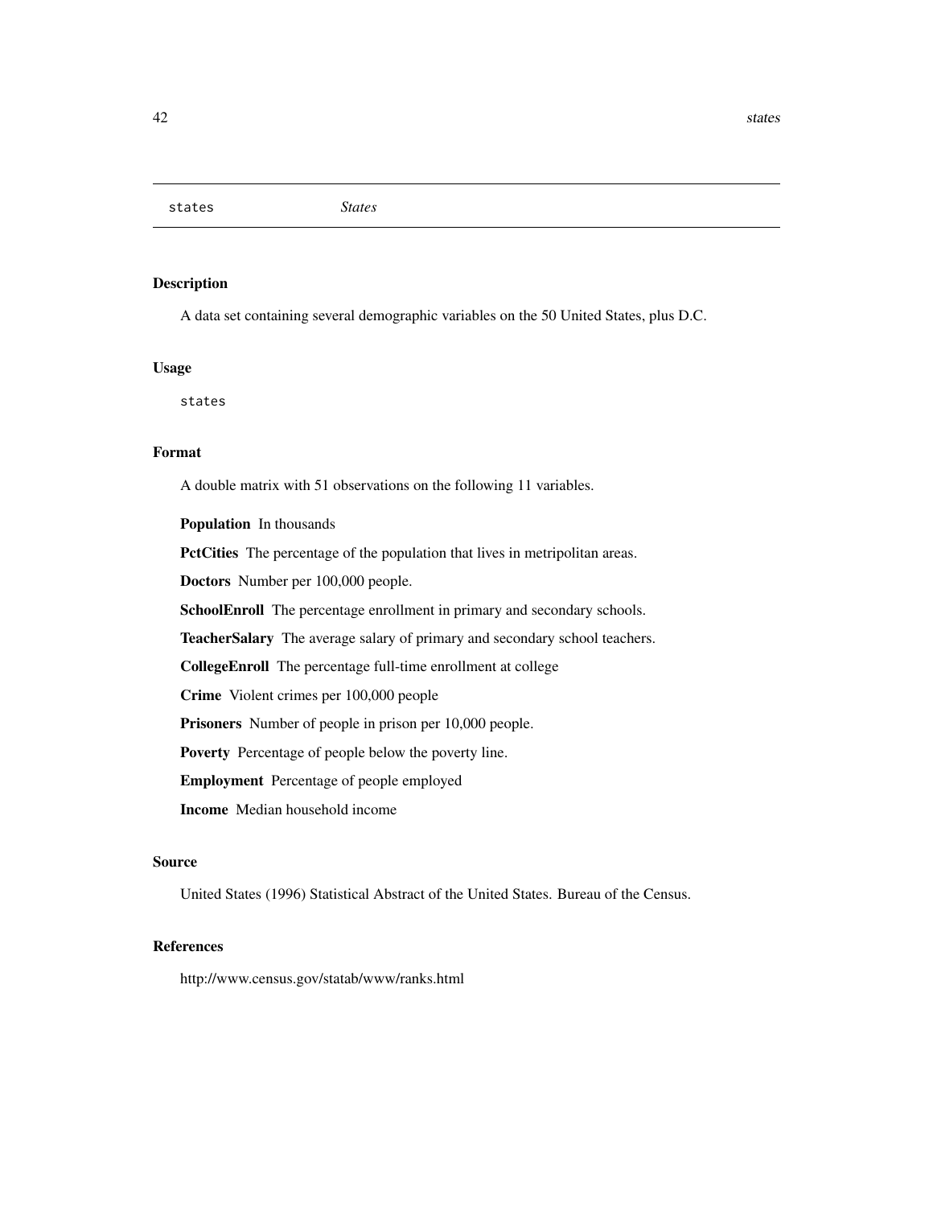states *States*

## Description

A data set containing several demographic variables on the 50 United States, plus D.C.

## Usage

```
states
```

## Format

A double matrix with 51 observations on the following 11 variables.

**Population** In thousands

**PctCities** The percentage of the population that lives in metripolitan areas.

**Doctors** Number per 100,000 people.

**SchoolEnroll** The percentage enrollment in primary and secondary schools.

**TeacherSalary** The average salary of primary and secondary school teachers.

**CollegeEnroll** The percentage full-time enrollment at college

**Crime** Violent crimes per 100,000 people

**Prisoners** Number of people in prison per 10,000 people.

**Poverty** Percentage of people below the poverty line.

**Employment** Percentage of people employed

**Income** Median household income

## Source

United States (1996) Statistical Abstract of the United States. Bureau of the Census.

## References

http://www.census.gov/statab/www/ranks.html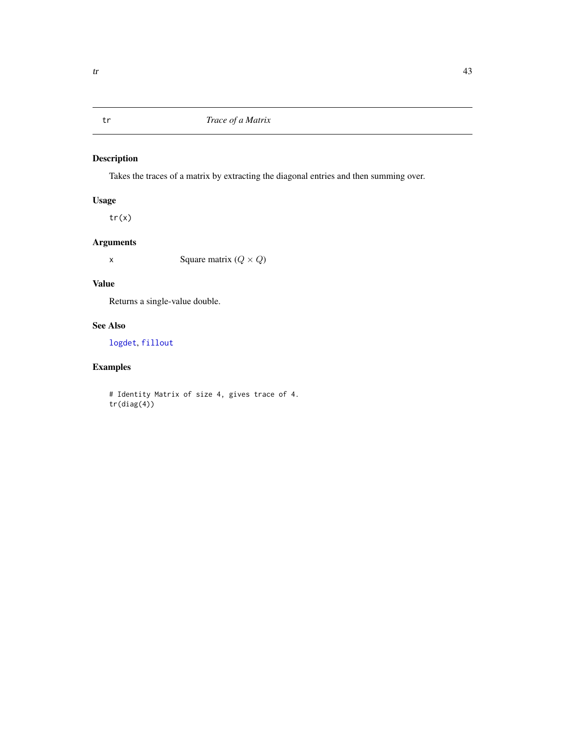# tr — *Trace of a Matrix*

## Description

Takes the traces of a matrix by extracting the diagonal entries and then summing over.

## Usage

```
tr(x)
```

## Arguments

| | |
|---|---|
| x | Square matrix ($Q \times Q$) |

## Value

Returns a single-value double.

## See Also

logdet, fillout

## Examples

```
# Identity Matrix of size 4, gives trace of 4.
tr(diag(4))
```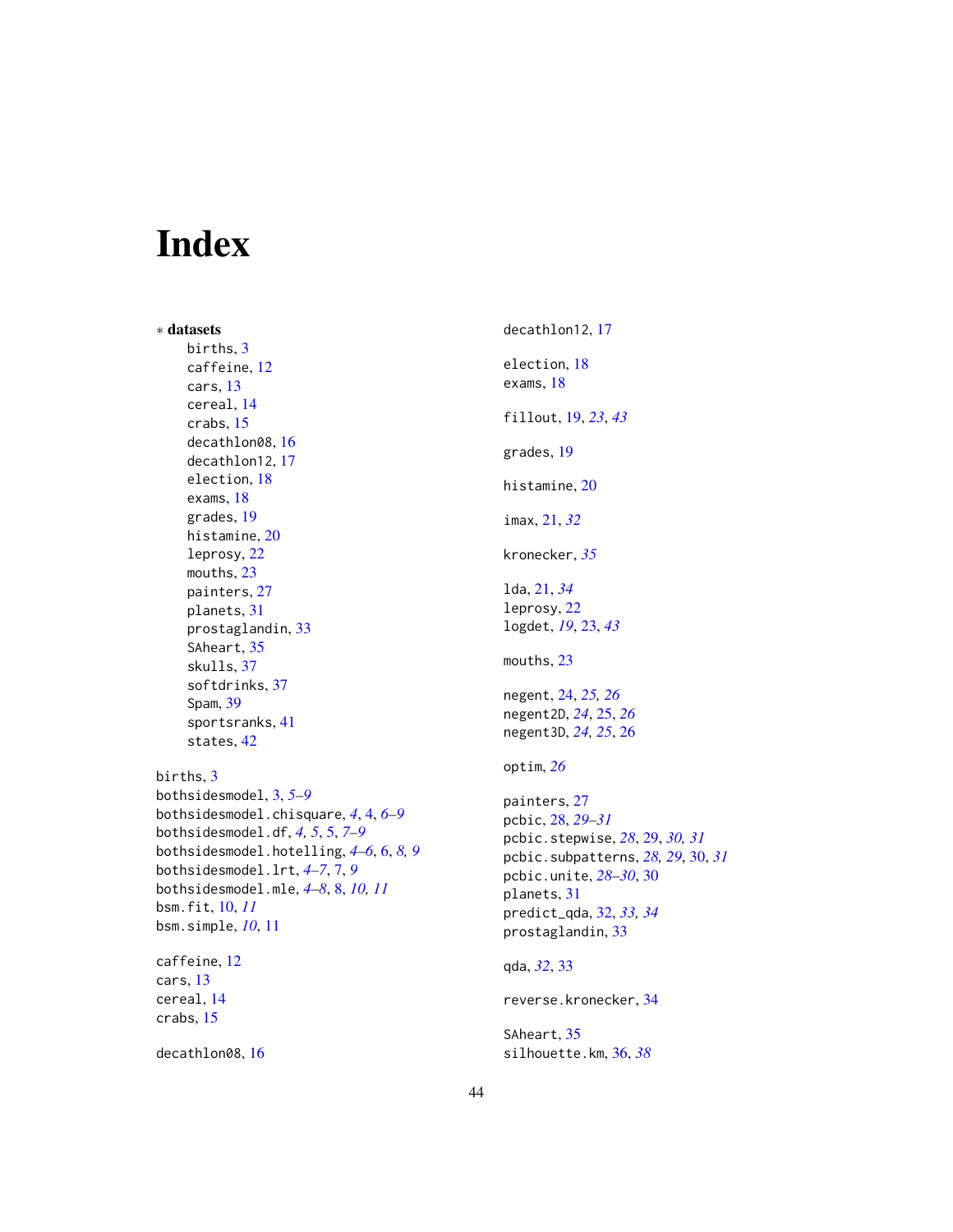# Index

∗ **datasets**

- births, 3
- caffeine, 12
- cars, 13
- cereal, 14
- crabs, 15
- decathlon08, 16
- decathlon12, 17
- election, 18
- exams, 18
- grades, 19
- histamine, 20
- leprosy, 22
- mouths, 23
- painters, 27
- planets, 31
- prostaglandin, 33
- SAheart, 35
- skulls, 37
- softdrinks, 37
- Spam, 39
- sportsranks, 41
- states, 42

births, 3
bothsidesmodel, 3, *5–9*
bothsidesmodel.chisquare, *4*, 4, *6–9*
bothsidesmodel.df, *4, 5*, 5, *7–9*
bothsidesmodel.hotelling, *4–6*, 6, *8, 9*
bothsidesmodel.lrt, *4–7*, 7, *9*
bothsidesmodel.mle, *4–8*, 8, *10, 11*
bsm.fit, 10, *11*
bsm.simple, *10*, 11

caffeine, 12
cars, 13
cereal, 14
crabs, 15

decathlon08, 16
decathlon12, 17

election, 18
exams, 18

fillout, 19, *23*, *43*

grades, 19

histamine, 20

imax, 21, *32*

kronecker, *35*

lda, 21, *34*
leprosy, 22
logdet, *19*, 23, *43*

mouths, 23

negent, 24, *25, 26*
negent2D, *24*, 25, *26*
negent3D, *24, 25*, 26

optim, *26*

painters, 27
pcbic, 28, *29–31*
pcbic.stepwise, *28*, 29, *30, 31*
pcbic.subpatterns, *28, 29*, 30, *31*
pcbic.unite, *28–30*, 30
planets, 31
predict_qda, 32, *33, 34*
prostaglandin, 33

qda, *32*, 33

reverse.kronecker, 34

SAheart, 35
silhouette.km, 36, *38*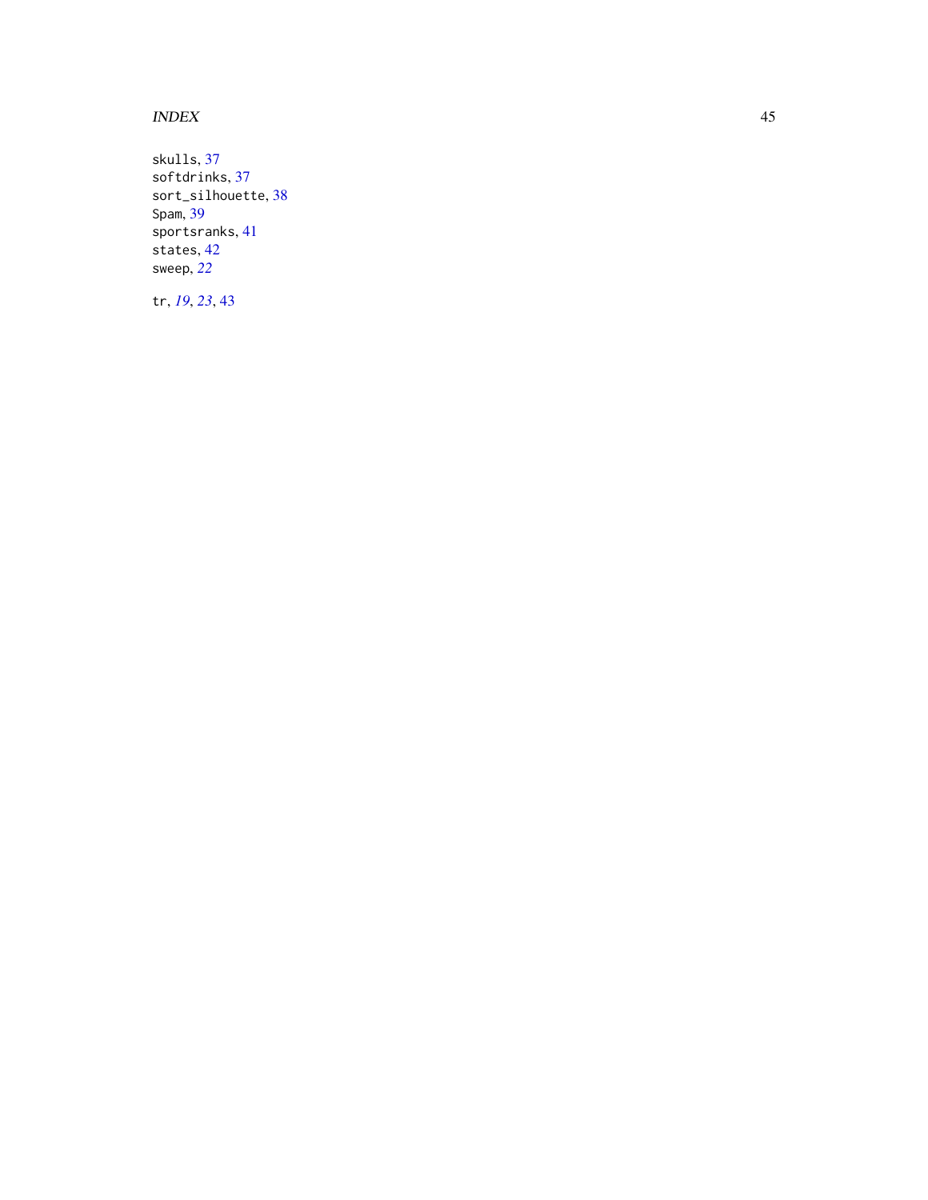skulls, 37
softdrinks, 37
sort_silhouette, 38
Spam, 39
sportsranks, 41
states, 42
sweep, *22*

tr, *19*, *23*, 43